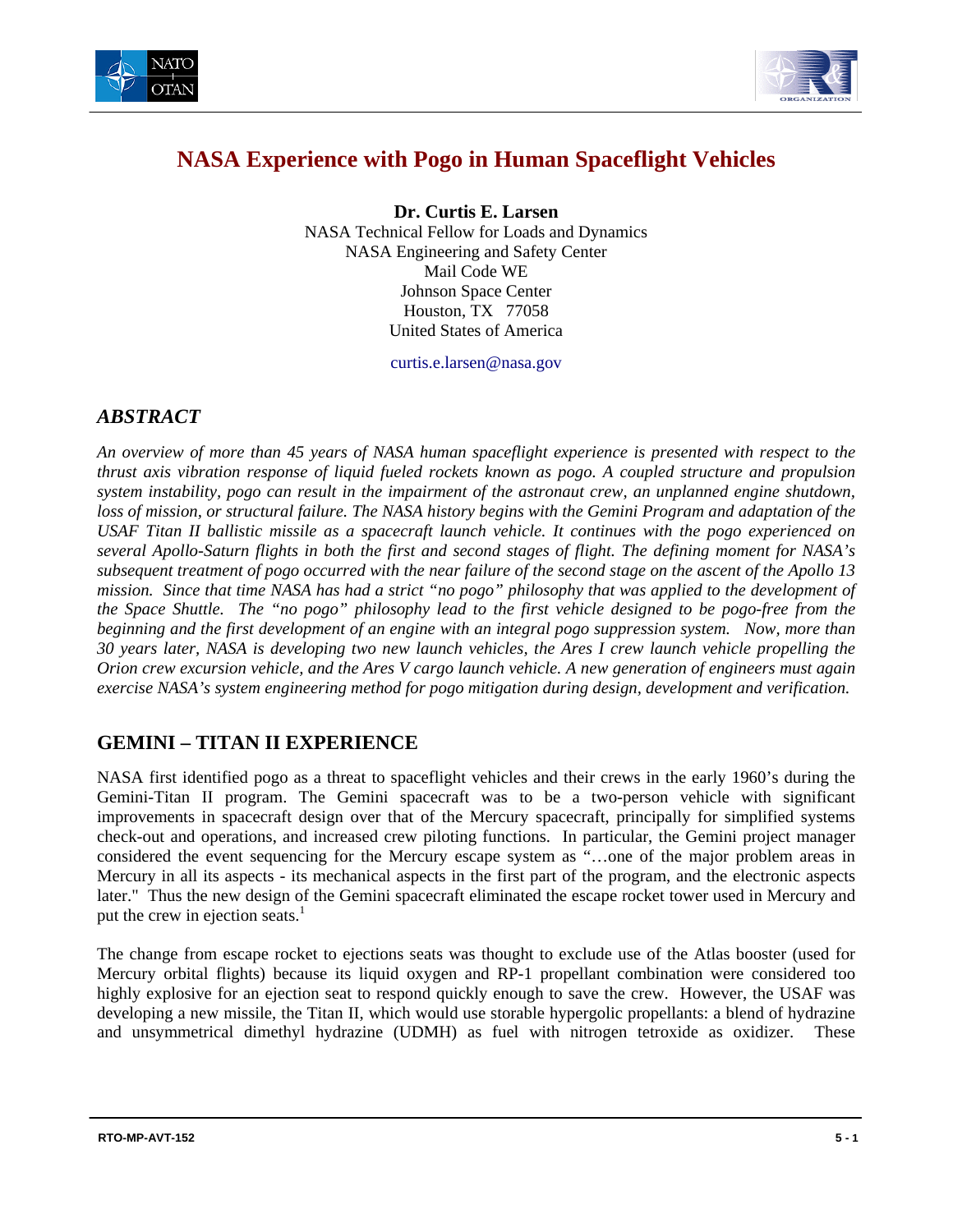# NASA Experience with Pogo in Human Spaceflight Vehicles

**Dr. Curtis E. Larsen**
NASA Technical Fellow for Loads and Dynamics
NASA Engineering and Safety Center
Mail Code WE
Johnson Space Center
Houston, TX 77058
United States of America

curtis.e.larsen@nasa.gov

## *ABSTRACT*

*An overview of more than 45 years of NASA human spaceflight experience is presented with respect to the thrust axis vibration response of liquid fueled rockets known as pogo. A coupled structure and propulsion system instability, pogo can result in the impairment of the astronaut crew, an unplanned engine shutdown, loss of mission, or structural failure. The NASA history begins with the Gemini Program and adaptation of the USAF Titan II ballistic missile as a spacecraft launch vehicle. It continues with the pogo experienced on several Apollo-Saturn flights in both the first and second stages of flight. The defining moment for NASA's subsequent treatment of pogo occurred with the near failure of the second stage on the ascent of the Apollo 13 mission. Since that time NASA has had a strict "no pogo" philosophy that was applied to the development of the Space Shuttle. The "no pogo" philosophy lead to the first vehicle designed to be pogo-free from the beginning and the first development of an engine with an integral pogo suppression system. Now, more than 30 years later, NASA is developing two new launch vehicles, the Ares I crew launch vehicle propelling the Orion crew excursion vehicle, and the Ares V cargo launch vehicle. A new generation of engineers must again exercise NASA's system engineering method for pogo mitigation during design, development and verification.*

## GEMINI – TITAN II EXPERIENCE

NASA first identified pogo as a threat to spaceflight vehicles and their crews in the early 1960's during the Gemini-Titan II program. The Gemini spacecraft was to be a two-person vehicle with significant improvements in spacecraft design over that of the Mercury spacecraft, principally for simplified systems check-out and operations, and increased crew piloting functions. In particular, the Gemini project manager considered the event sequencing for the Mercury escape system as "…one of the major problem areas in Mercury in all its aspects - its mechanical aspects in the first part of the program, and the electronic aspects later." Thus the new design of the Gemini spacecraft eliminated the escape rocket tower used in Mercury and put the crew in ejection seats.[1]

The change from escape rocket to ejections seats was thought to exclude use of the Atlas booster (used for Mercury orbital flights) because its liquid oxygen and RP-1 propellant combination were considered too highly explosive for an ejection seat to respond quickly enough to save the crew. However, the USAF was developing a new missile, the Titan II, which would use storable hypergolic propellants: a blend of hydrazine and unsymmetrical dimethyl hydrazine (UDMH) as fuel with nitrogen tetroxide as oxidizer. These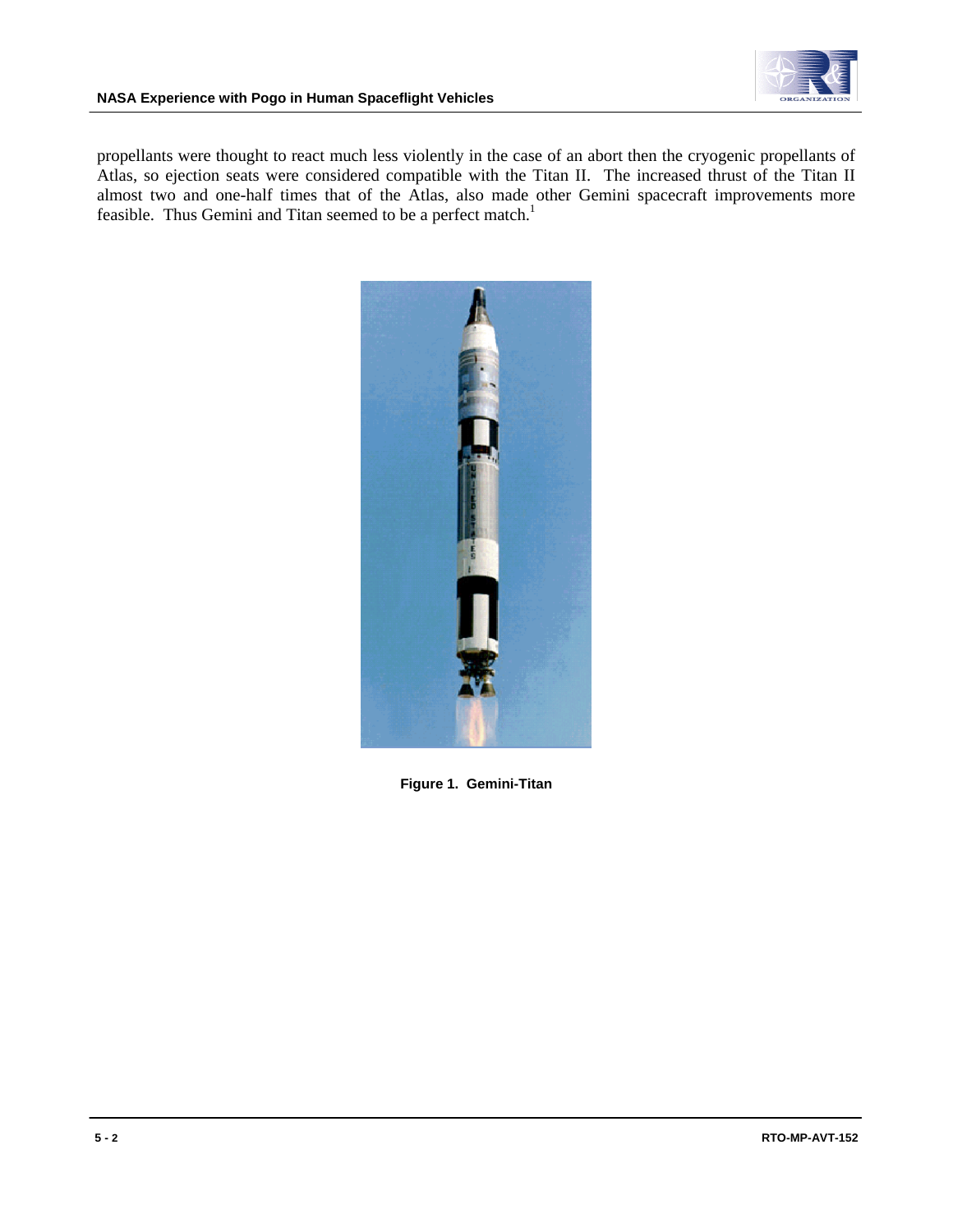propellants were thought to react much less violently in the case of an abort then the cryogenic propellants of Atlas, so ejection seats were considered compatible with the Titan II. The increased thrust of the Titan II almost two and one-half times that of the Atlas, also made other Gemini spacecraft improvements more feasible. Thus Gemini and Titan seemed to be a perfect match.[1]

**Figure 1. Gemini-Titan**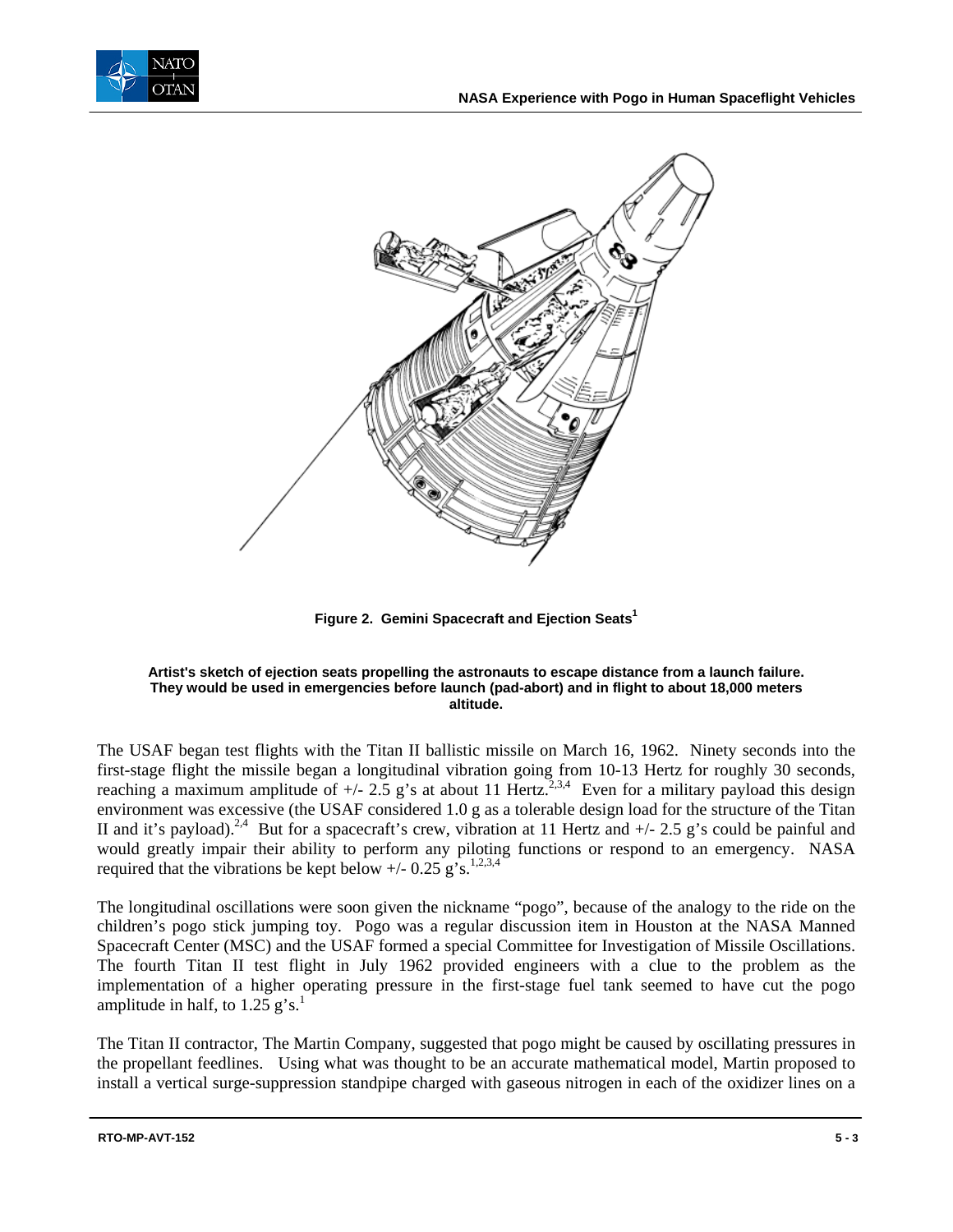**Figure 2. Gemini Spacecraft and Ejection Seats[1]**

**Artist's sketch of ejection seats propelling the astronauts to escape distance from a launch failure. They would be used in emergencies before launch (pad-abort) and in flight to about 18,000 meters altitude.**

The USAF began test flights with the Titan II ballistic missile on March 16, 1962. Ninety seconds into the first-stage flight the missile began a longitudinal vibration going from 10-13 Hertz for roughly 30 seconds, reaching a maximum amplitude of +/- 2.5 g's at about 11 Hertz.[2,3,4] Even for a military payload this design environment was excessive (the USAF considered 1.0 g as a tolerable design load for the structure of the Titan II and it's payload).[2,4] But for a spacecraft's crew, vibration at 11 Hertz and +/- 2.5 g's could be painful and would greatly impair their ability to perform any piloting functions or respond to an emergency. NASA required that the vibrations be kept below +/- 0.25 g's.[1,2,3,4]

The longitudinal oscillations were soon given the nickname "pogo", because of the analogy to the ride on the children's pogo stick jumping toy. Pogo was a regular discussion item in Houston at the NASA Manned Spacecraft Center (MSC) and the USAF formed a special Committee for Investigation of Missile Oscillations. The fourth Titan II test flight in July 1962 provided engineers with a clue to the problem as the implementation of a higher operating pressure in the first-stage fuel tank seemed to have cut the pogo amplitude in half, to 1.25 g's.[1]

The Titan II contractor, The Martin Company, suggested that pogo might be caused by oscillating pressures in the propellant feedlines. Using what was thought to be an accurate mathematical model, Martin proposed to install a vertical surge-suppression standpipe charged with gaseous nitrogen in each of the oxidizer lines on a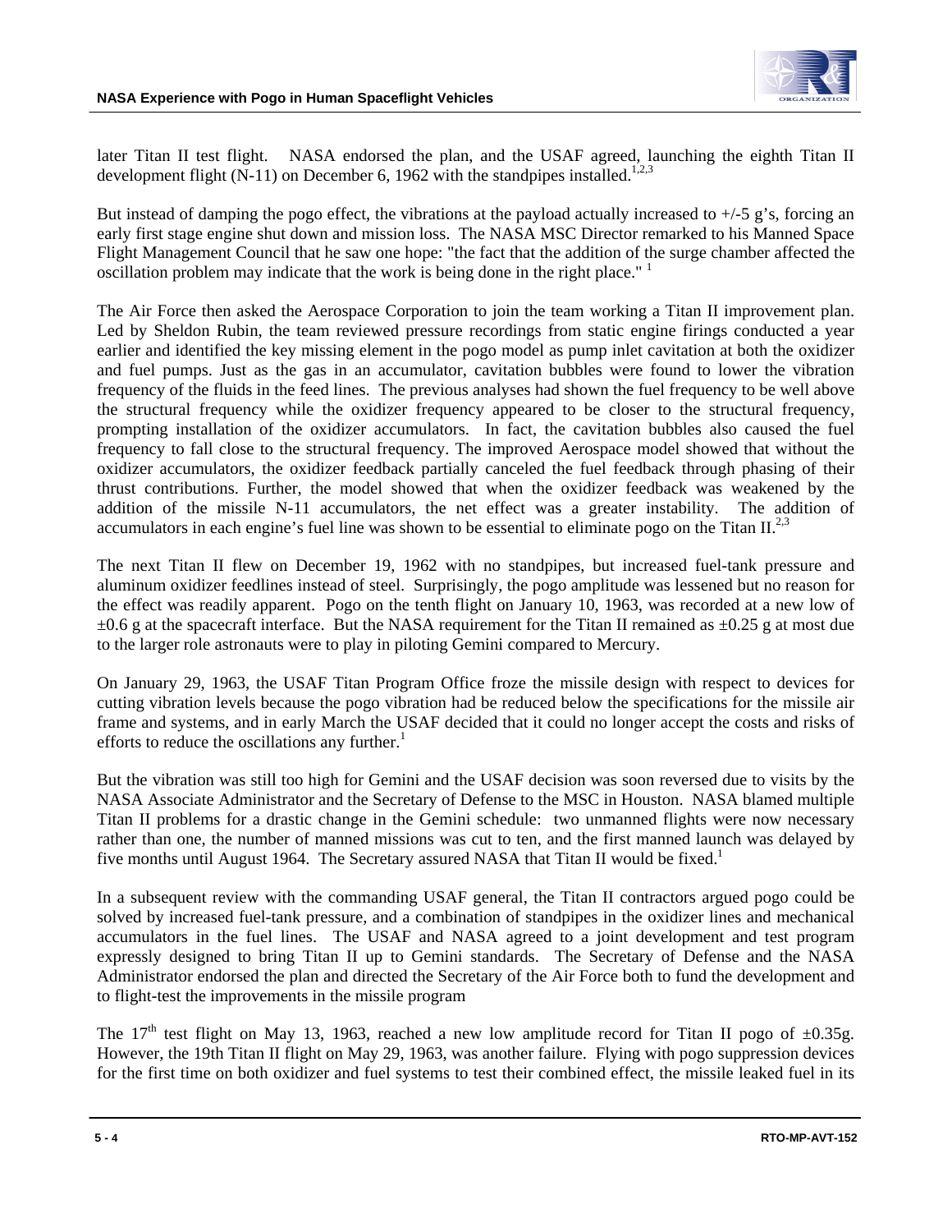later Titan II test flight. NASA endorsed the plan, and the USAF agreed, launching the eighth Titan II development flight (N-11) on December 6, 1962 with the standpipes installed.[1,2,3]

But instead of damping the pogo effect, the vibrations at the payload actually increased to +/-5 g's, forcing an early first stage engine shut down and mission loss. The NASA MSC Director remarked to his Manned Space Flight Management Council that he saw one hope: "the fact that the addition of the surge chamber affected the oscillation problem may indicate that the work is being done in the right place." [1]

The Air Force then asked the Aerospace Corporation to join the team working a Titan II improvement plan. Led by Sheldon Rubin, the team reviewed pressure recordings from static engine firings conducted a year earlier and identified the key missing element in the pogo model as pump inlet cavitation at both the oxidizer and fuel pumps. Just as the gas in an accumulator, cavitation bubbles were found to lower the vibration frequency of the fluids in the feed lines. The previous analyses had shown the fuel frequency to be well above the structural frequency while the oxidizer frequency appeared to be closer to the structural frequency, prompting installation of the oxidizer accumulators. In fact, the cavitation bubbles also caused the fuel frequency to fall close to the structural frequency. The improved Aerospace model showed that without the oxidizer accumulators, the oxidizer feedback partially canceled the fuel feedback through phasing of their thrust contributions. Further, the model showed that when the oxidizer feedback was weakened by the addition of the missile N-11 accumulators, the net effect was a greater instability. The addition of accumulators in each engine's fuel line was shown to be essential to eliminate pogo on the Titan II.[2,3]

The next Titan II flew on December 19, 1962 with no standpipes, but increased fuel-tank pressure and aluminum oxidizer feedlines instead of steel. Surprisingly, the pogo amplitude was lessened but no reason for the effect was readily apparent. Pogo on the tenth flight on January 10, 1963, was recorded at a new low of ±0.6 g at the spacecraft interface. But the NASA requirement for the Titan II remained as ±0.25 g at most due to the larger role astronauts were to play in piloting Gemini compared to Mercury.

On January 29, 1963, the USAF Titan Program Office froze the missile design with respect to devices for cutting vibration levels because the pogo vibration had be reduced below the specifications for the missile air frame and systems, and in early March the USAF decided that it could no longer accept the costs and risks of efforts to reduce the oscillations any further.[1]

But the vibration was still too high for Gemini and the USAF decision was soon reversed due to visits by the NASA Associate Administrator and the Secretary of Defense to the MSC in Houston. NASA blamed multiple Titan II problems for a drastic change in the Gemini schedule: two unmanned flights were now necessary rather than one, the number of manned missions was cut to ten, and the first manned launch was delayed by five months until August 1964. The Secretary assured NASA that Titan II would be fixed.[1]

In a subsequent review with the commanding USAF general, the Titan II contractors argued pogo could be solved by increased fuel-tank pressure, and a combination of standpipes in the oxidizer lines and mechanical accumulators in the fuel lines. The USAF and NASA agreed to a joint development and test program expressly designed to bring Titan II up to Gemini standards. The Secretary of Defense and the NASA Administrator endorsed the plan and directed the Secretary of the Air Force both to fund the development and to flight-test the improvements in the missile program

The 17th test flight on May 13, 1963, reached a new low amplitude record for Titan II pogo of ±0.35g. However, the 19th Titan II flight on May 29, 1963, was another failure. Flying with pogo suppression devices for the first time on both oxidizer and fuel systems to test their combined effect, the missile leaked fuel in its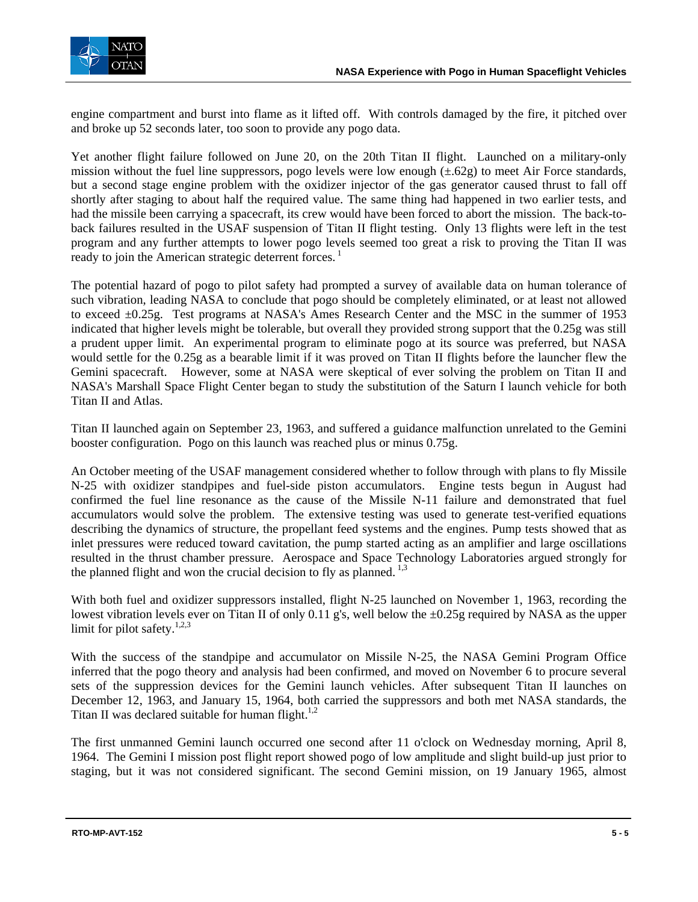engine compartment and burst into flame as it lifted off. With controls damaged by the fire, it pitched over and broke up 52 seconds later, too soon to provide any pogo data.

Yet another flight failure followed on June 20, on the 20th Titan II flight. Launched on a military-only mission without the fuel line suppressors, pogo levels were low enough (±.62g) to meet Air Force standards, but a second stage engine problem with the oxidizer injector of the gas generator caused thrust to fall off shortly after staging to about half the required value. The same thing had happened in two earlier tests, and had the missile been carrying a spacecraft, its crew would have been forced to abort the mission. The back-to-back failures resulted in the USAF suspension of Titan II flight testing. Only 13 flights were left in the test program and any further attempts to lower pogo levels seemed too great a risk to proving the Titan II was ready to join the American strategic deterrent forces. [1]

The potential hazard of pogo to pilot safety had prompted a survey of available data on human tolerance of such vibration, leading NASA to conclude that pogo should be completely eliminated, or at least not allowed to exceed ±0.25g. Test programs at NASA's Ames Research Center and the MSC in the summer of 1953 indicated that higher levels might be tolerable, but overall they provided strong support that the 0.25g was still a prudent upper limit. An experimental program to eliminate pogo at its source was preferred, but NASA would settle for the 0.25g as a bearable limit if it was proved on Titan II flights before the launcher flew the Gemini spacecraft. However, some at NASA were skeptical of ever solving the problem on Titan II and NASA's Marshall Space Flight Center began to study the substitution of the Saturn I launch vehicle for both Titan II and Atlas.

Titan II launched again on September 23, 1963, and suffered a guidance malfunction unrelated to the Gemini booster configuration. Pogo on this launch was reached plus or minus 0.75g.

An October meeting of the USAF management considered whether to follow through with plans to fly Missile N-25 with oxidizer standpipes and fuel-side piston accumulators. Engine tests begun in August had confirmed the fuel line resonance as the cause of the Missile N-11 failure and demonstrated that fuel accumulators would solve the problem. The extensive testing was used to generate test-verified equations describing the dynamics of structure, the propellant feed systems and the engines. Pump tests showed that as inlet pressures were reduced toward cavitation, the pump started acting as an amplifier and large oscillations resulted in the thrust chamber pressure. Aerospace and Space Technology Laboratories argued strongly for the planned flight and won the crucial decision to fly as planned. [1,3]

With both fuel and oxidizer suppressors installed, flight N-25 launched on November 1, 1963, recording the lowest vibration levels ever on Titan II of only 0.11 g's, well below the ±0.25g required by NASA as the upper limit for pilot safety.[1,2,3]

With the success of the standpipe and accumulator on Missile N-25, the NASA Gemini Program Office inferred that the pogo theory and analysis had been confirmed, and moved on November 6 to procure several sets of the suppression devices for the Gemini launch vehicles. After subsequent Titan II launches on December 12, 1963, and January 15, 1964, both carried the suppressors and both met NASA standards, the Titan II was declared suitable for human flight.[1,2]

The first unmanned Gemini launch occurred one second after 11 o'clock on Wednesday morning, April 8, 1964. The Gemini I mission post flight report showed pogo of low amplitude and slight build-up just prior to staging, but it was not considered significant. The second Gemini mission, on 19 January 1965, almost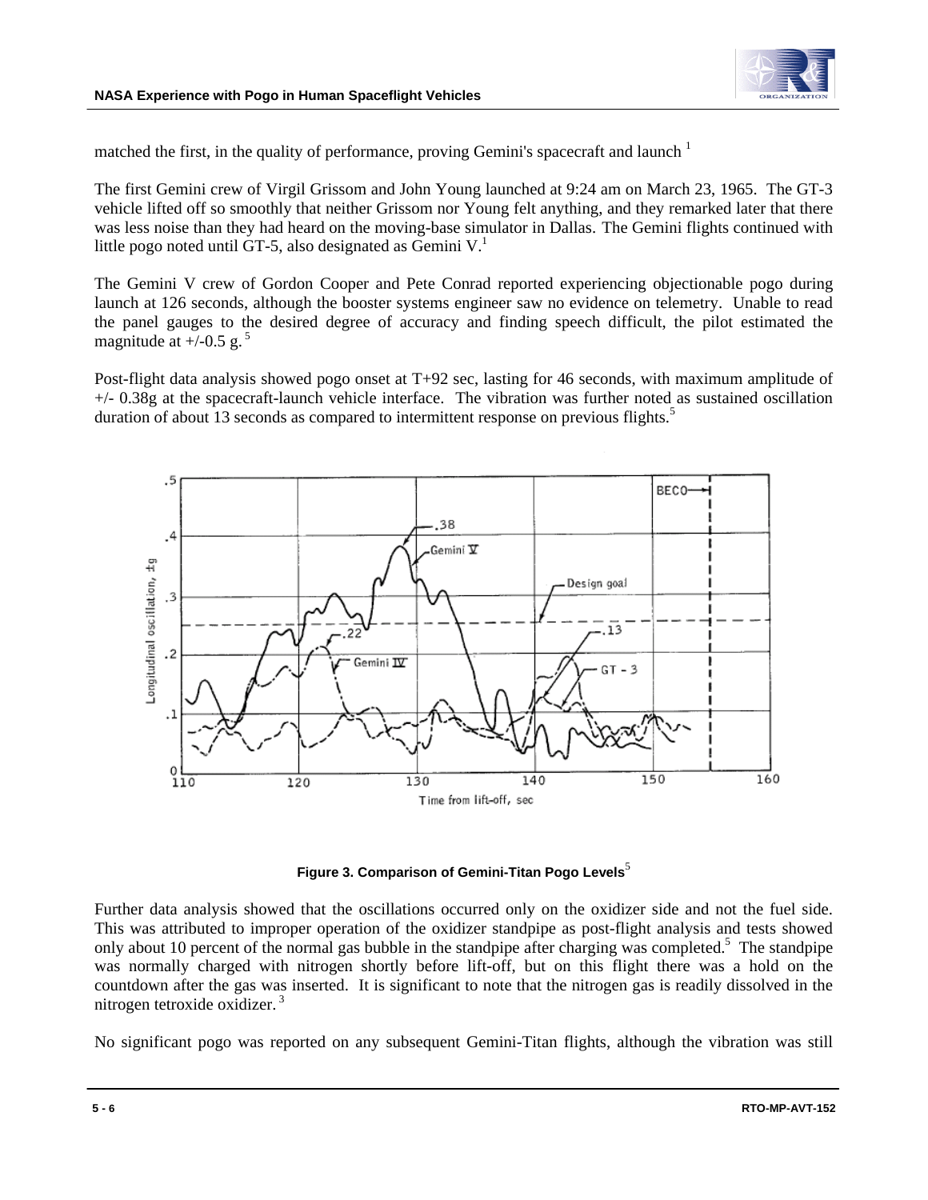matched the first, in the quality of performance, proving Gemini's spacecraft and launch [1]

The first Gemini crew of Virgil Grissom and John Young launched at 9:24 am on March 23, 1965. The GT-3 vehicle lifted off so smoothly that neither Grissom nor Young felt anything, and they remarked later that there was less noise than they had heard on the moving-base simulator in Dallas. The Gemini flights continued with little pogo noted until GT-5, also designated as Gemini V.[1]

The Gemini V crew of Gordon Cooper and Pete Conrad reported experiencing objectionable pogo during launch at 126 seconds, although the booster systems engineer saw no evidence on telemetry. Unable to read the panel gauges to the desired degree of accuracy and finding speech difficult, the pilot estimated the magnitude at +/-0.5 g. [5]

Post-flight data analysis showed pogo onset at T+92 sec, lasting for 46 seconds, with maximum amplitude of +/- 0.38g at the spacecraft-launch vehicle interface. The vibration was further noted as sustained oscillation duration of about 13 seconds as compared to intermittent response on previous flights.[5]

**Figure 3. Comparison of Gemini-Titan Pogo Levels**[5]

Further data analysis showed that the oscillations occurred only on the oxidizer side and not the fuel side. This was attributed to improper operation of the oxidizer standpipe as post-flight analysis and tests showed only about 10 percent of the normal gas bubble in the standpipe after charging was completed.[5] The standpipe was normally charged with nitrogen shortly before lift-off, but on this flight there was a hold on the countdown after the gas was inserted. It is significant to note that the nitrogen gas is readily dissolved in the nitrogen tetroxide oxidizer. [3]

No significant pogo was reported on any subsequent Gemini-Titan flights, although the vibration was still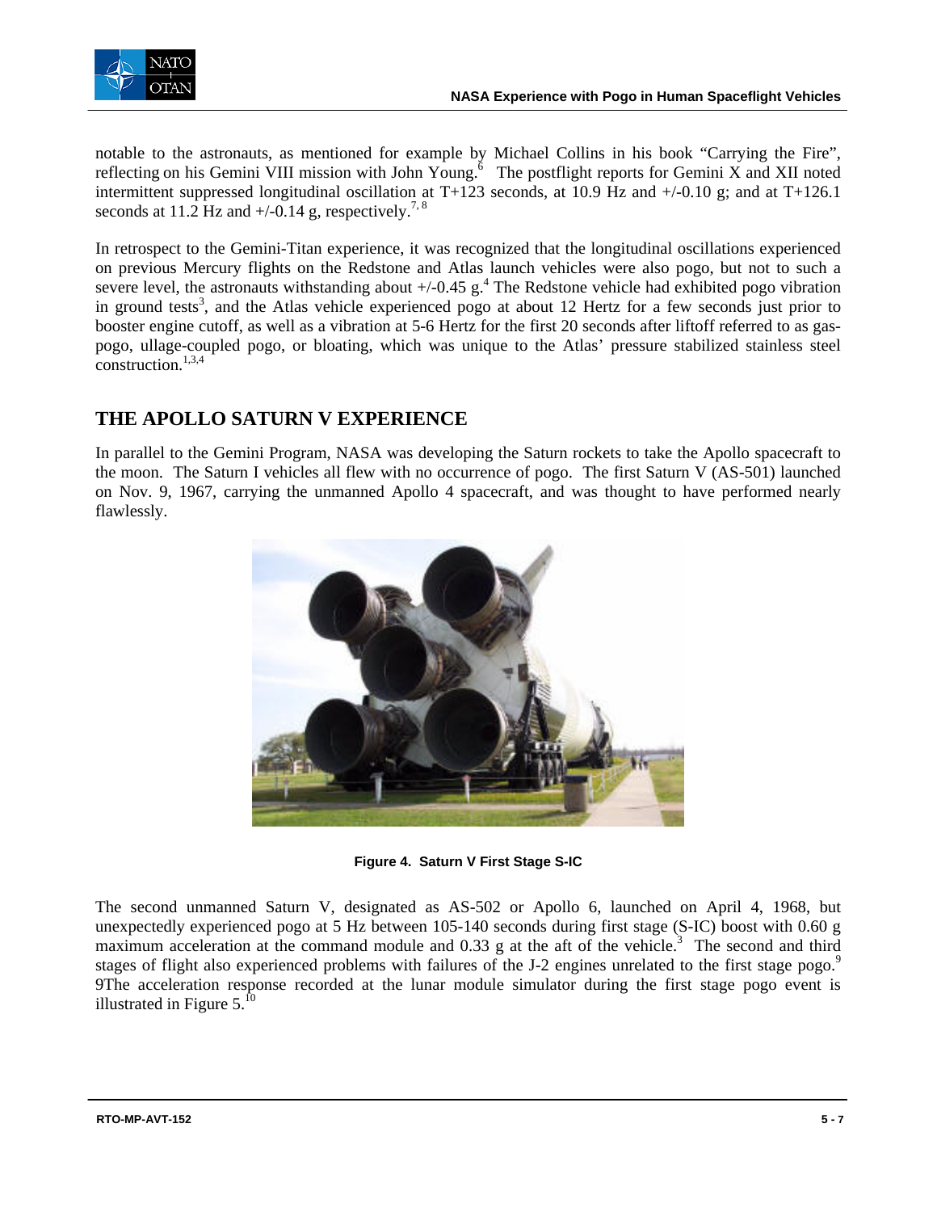notable to the astronauts, as mentioned for example by Michael Collins in his book "Carrying the Fire", reflecting on his Gemini VIII mission with John Young.[6] The postflight reports for Gemini X and XII noted intermittent suppressed longitudinal oscillation at T+123 seconds, at 10.9 Hz and +/-0.10 g; and at T+126.1 seconds at 11.2 Hz and +/-0.14 g, respectively.[7, 8]

In retrospect to the Gemini-Titan experience, it was recognized that the longitudinal oscillations experienced on previous Mercury flights on the Redstone and Atlas launch vehicles were also pogo, but not to such a severe level, the astronauts withstanding about +/-0.45 g.[4] The Redstone vehicle had exhibited pogo vibration in ground tests[3], and the Atlas vehicle experienced pogo at about 12 Hertz for a few seconds just prior to booster engine cutoff, as well as a vibration at 5-6 Hertz for the first 20 seconds after liftoff referred to as gas-pogo, ullage-coupled pogo, or bloating, which was unique to the Atlas' pressure stabilized stainless steel construction.[1,3,4]

## THE APOLLO SATURN V EXPERIENCE

In parallel to the Gemini Program, NASA was developing the Saturn rockets to take the Apollo spacecraft to the moon. The Saturn I vehicles all flew with no occurrence of pogo. The first Saturn V (AS-501) launched on Nov. 9, 1967, carrying the unmanned Apollo 4 spacecraft, and was thought to have performed nearly flawlessly.

**Figure 4. Saturn V First Stage S-IC**

The second unmanned Saturn V, designated as AS-502 or Apollo 6, launched on April 4, 1968, but unexpectedly experienced pogo at 5 Hz between 105-140 seconds during first stage (S-IC) boost with 0.60 g maximum acceleration at the command module and 0.33 g at the aft of the vehicle.[3] The second and third stages of flight also experienced problems with failures of the J-2 engines unrelated to the first stage pogo.[9] 9The acceleration response recorded at the lunar module simulator during the first stage pogo event is illustrated in Figure 5.[10]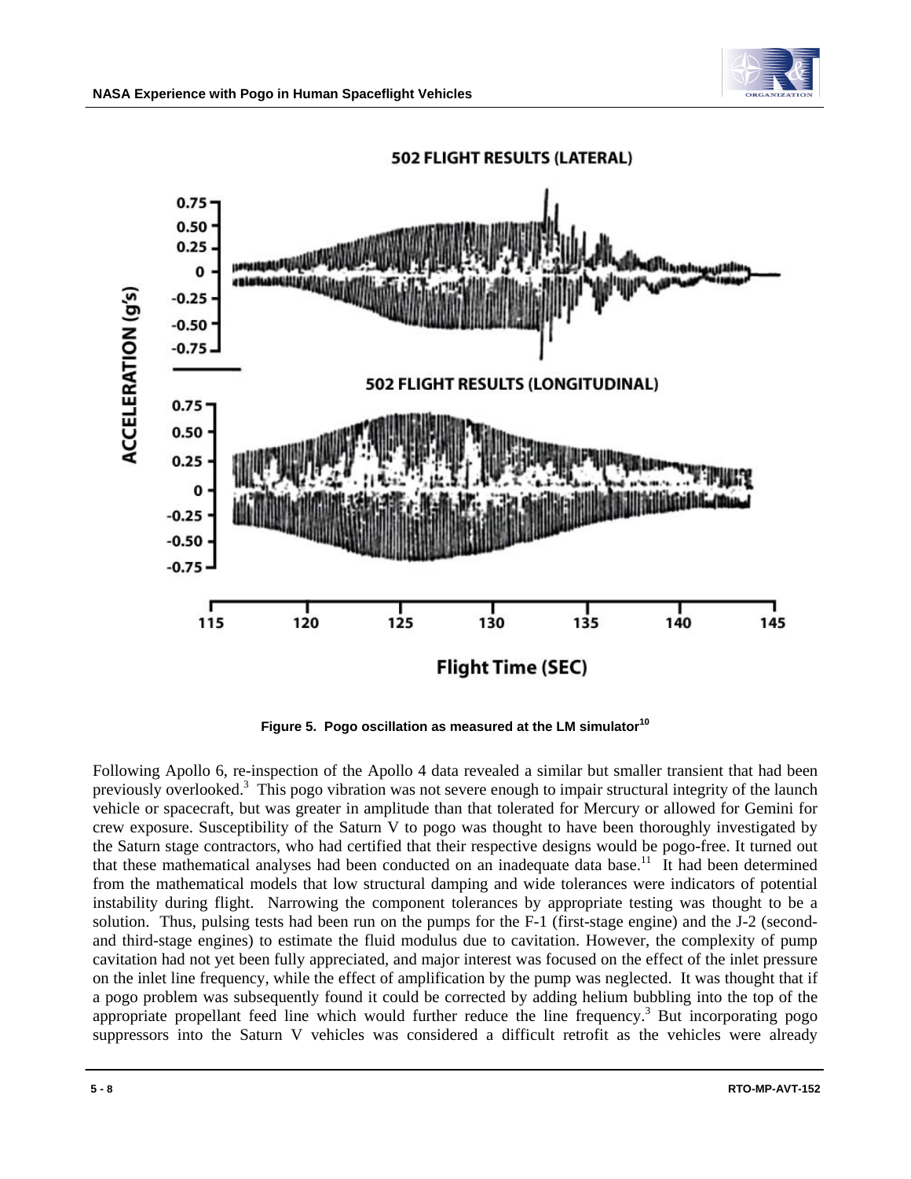Figure 5. Pogo oscillation as measured at the LM simulator[10]

Following Apollo 6, re-inspection of the Apollo 4 data revealed a similar but smaller transient that had been previously overlooked.[3] This pogo vibration was not severe enough to impair structural integrity of the launch vehicle or spacecraft, but was greater in amplitude than that tolerated for Mercury or allowed for Gemini for crew exposure. Susceptibility of the Saturn V to pogo was thought to have been thoroughly investigated by the Saturn stage contractors, who had certified that their respective designs would be pogo-free. It turned out that these mathematical analyses had been conducted on an inadequate data base.[11] It had been determined from the mathematical models that low structural damping and wide tolerances were indicators of potential instability during flight. Narrowing the component tolerances by appropriate testing was thought to be a solution. Thus, pulsing tests had been run on the pumps for the F-1 (first-stage engine) and the J-2 (second- and third-stage engines) to estimate the fluid modulus due to cavitation. However, the complexity of pump cavitation had not yet been fully appreciated, and major interest was focused on the effect of the inlet pressure on the inlet line frequency, while the effect of amplification by the pump was neglected. It was thought that if a pogo problem was subsequently found it could be corrected by adding helium bubbling into the top of the appropriate propellant feed line which would further reduce the line frequency.[3] But incorporating pogo suppressors into the Saturn V vehicles was considered a difficult retrofit as the vehicles were already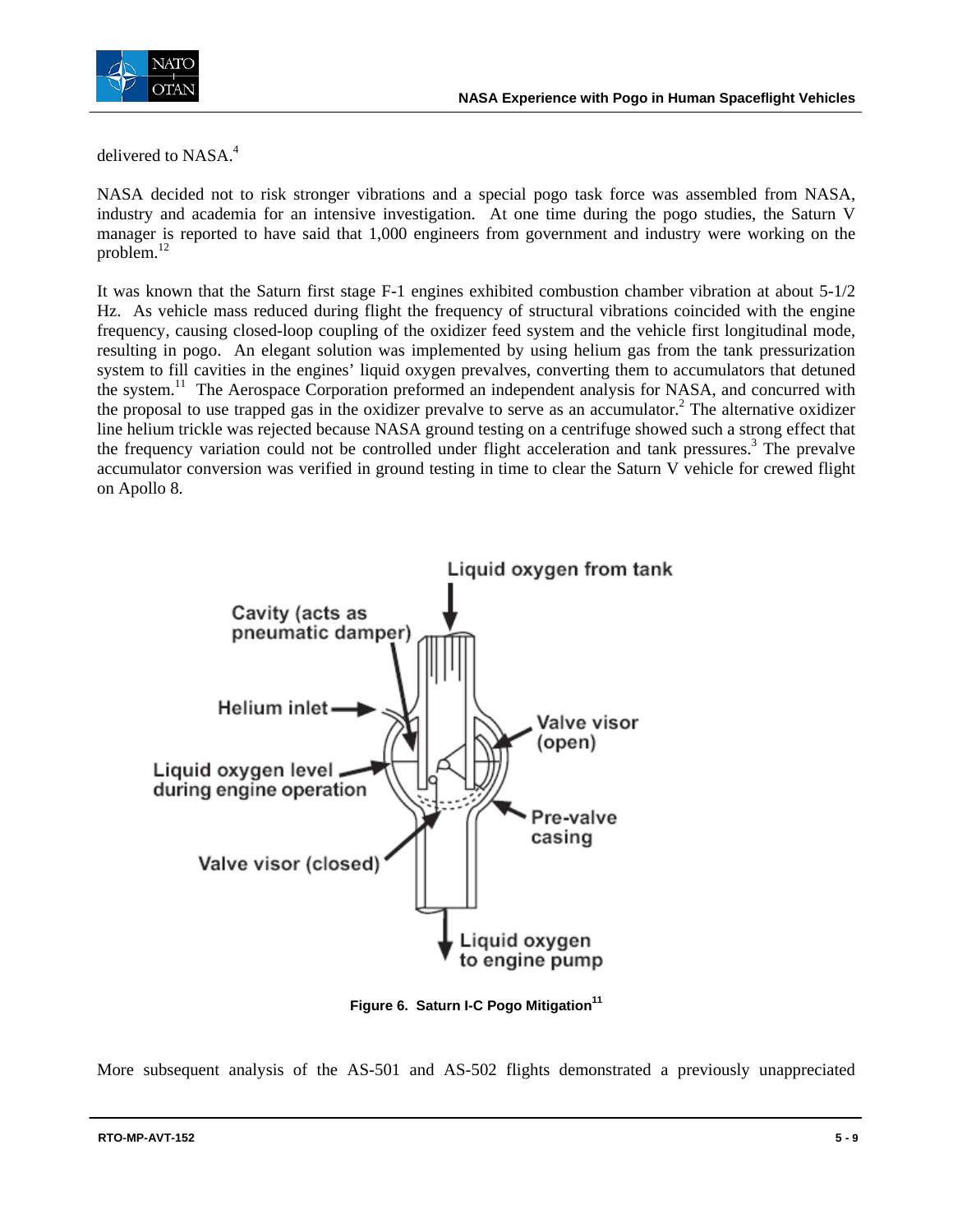delivered to NASA.[4]

NASA decided not to risk stronger vibrations and a special pogo task force was assembled from NASA, industry and academia for an intensive investigation. At one time during the pogo studies, the Saturn V manager is reported to have said that 1,000 engineers from government and industry were working on the problem.[12]

It was known that the Saturn first stage F-1 engines exhibited combustion chamber vibration at about 5-1/2 Hz. As vehicle mass reduced during flight the frequency of structural vibrations coincided with the engine frequency, causing closed-loop coupling of the oxidizer feed system and the vehicle first longitudinal mode, resulting in pogo. An elegant solution was implemented by using helium gas from the tank pressurization system to fill cavities in the engines' liquid oxygen prevalves, converting them to accumulators that detuned the system.[11] The Aerospace Corporation preformed an independent analysis for NASA, and concurred with the proposal to use trapped gas in the oxidizer prevalve to serve as an accumulator.[2] The alternative oxidizer line helium trickle was rejected because NASA ground testing on a centrifuge showed such a strong effect that the frequency variation could not be controlled under flight acceleration and tank pressures.[3] The prevalve accumulator conversion was verified in ground testing in time to clear the Saturn V vehicle for crewed flight on Apollo 8.

Liquid oxygen from tank

Cavity (acts as pneumatic damper)

Helium inlet

Valve visor (open)

Liquid oxygen level during engine operation

Pre-valve casing

Valve visor (closed)

Liquid oxygen to engine pump

**Figure 6. Saturn I-C Pogo Mitigation[11]**

More subsequent analysis of the AS-501 and AS-502 flights demonstrated a previously unappreciated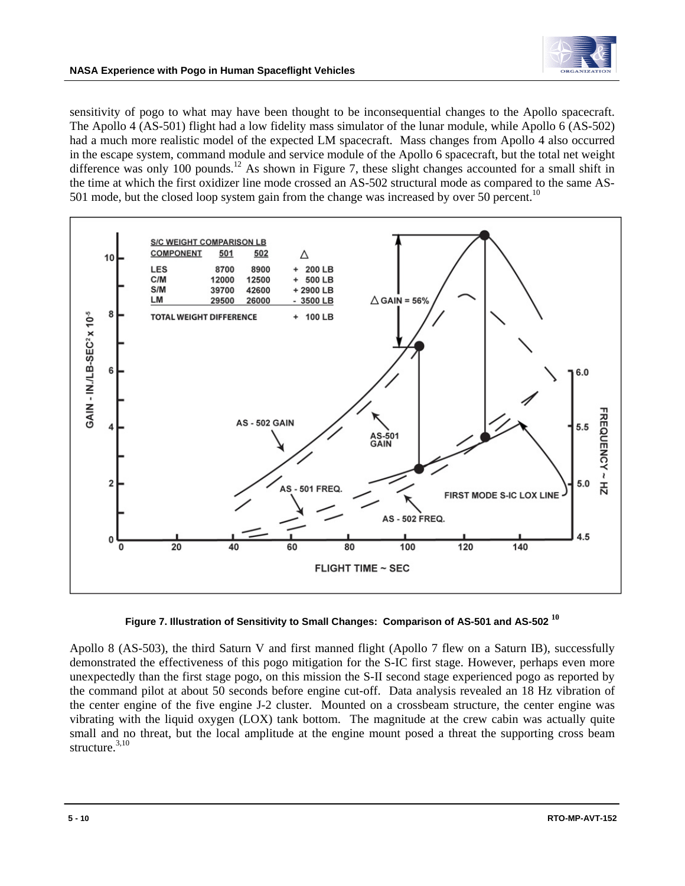sensitivity of pogo to what may have been thought to be inconsequential changes to the Apollo spacecraft. The Apollo 4 (AS-501) flight had a low fidelity mass simulator of the lunar module, while Apollo 6 (AS-502) had a much more realistic model of the expected LM spacecraft. Mass changes from Apollo 4 also occurred in the escape system, command module and service module of the Apollo 6 spacecraft, but the total net weight difference was only 100 pounds.[12] As shown in Figure 7, these slight changes accounted for a small shift in the time at which the first oxidizer line mode crossed an AS-502 structural mode as compared to the same AS-501 mode, but the closed loop system gain from the change was increased by over 50 percent.[10]

| S/C WEIGHT COMPARISON LB | | | |
|---|---|---|---|
| COMPONENT | 501 | 502 | Δ |
| LES | 8700 | 8900 | + 200 LB |
| C/M | 12000 | 12500 | + 500 LB |
| S/M | 39700 | 42600 | + 2900 LB |
| LM | 29500 | 26000 | - 3500 LB |
| TOTAL WEIGHT DIFFERENCE | | | + 100 LB |

Figure 7. Illustration of Sensitivity to Small Changes: Comparison of AS-501 and AS-502 [10]

Apollo 8 (AS-503), the third Saturn V and first manned flight (Apollo 7 flew on a Saturn IB), successfully demonstrated the effectiveness of this pogo mitigation for the S-IC first stage. However, perhaps even more unexpectedly than the first stage pogo, on this mission the S-II second stage experienced pogo as reported by the command pilot at about 50 seconds before engine cut-off. Data analysis revealed an 18 Hz vibration of the center engine of the five engine J-2 cluster. Mounted on a crossbeam structure, the center engine was vibrating with the liquid oxygen (LOX) tank bottom. The magnitude at the crew cabin was actually quite small and no threat, but the local amplitude at the engine mount posed a threat the supporting cross beam structure.[3,10]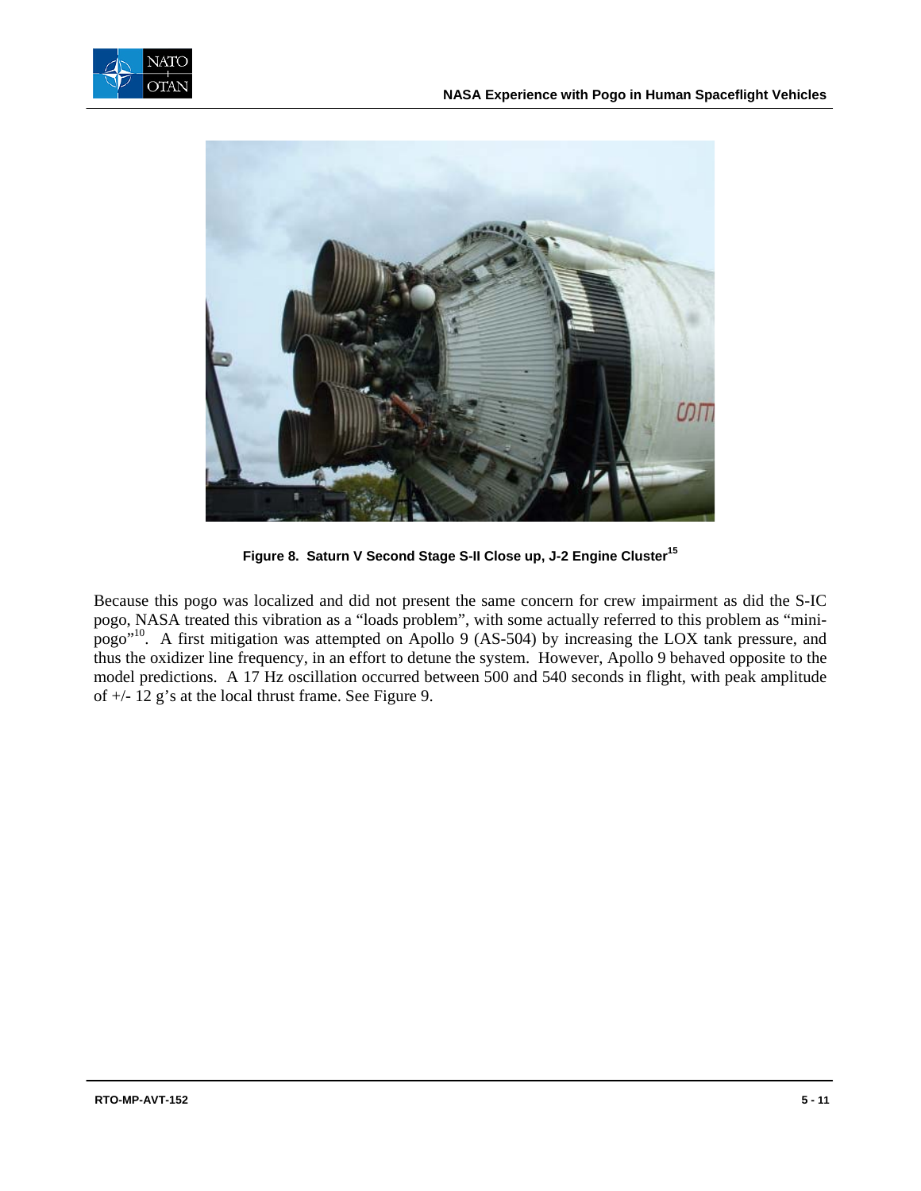Figure 8. Saturn V Second Stage S-II Close up, J-2 Engine Cluster[15]

Because this pogo was localized and did not present the same concern for crew impairment as did the S-IC pogo, NASA treated this vibration as a "loads problem", with some actually referred to this problem as "mini-pogo"[10]. A first mitigation was attempted on Apollo 9 (AS-504) by increasing the LOX tank pressure, and thus the oxidizer line frequency, in an effort to detune the system. However, Apollo 9 behaved opposite to the model predictions. A 17 Hz oscillation occurred between 500 and 540 seconds in flight, with peak amplitude of +/- 12 g's at the local thrust frame. See Figure 9.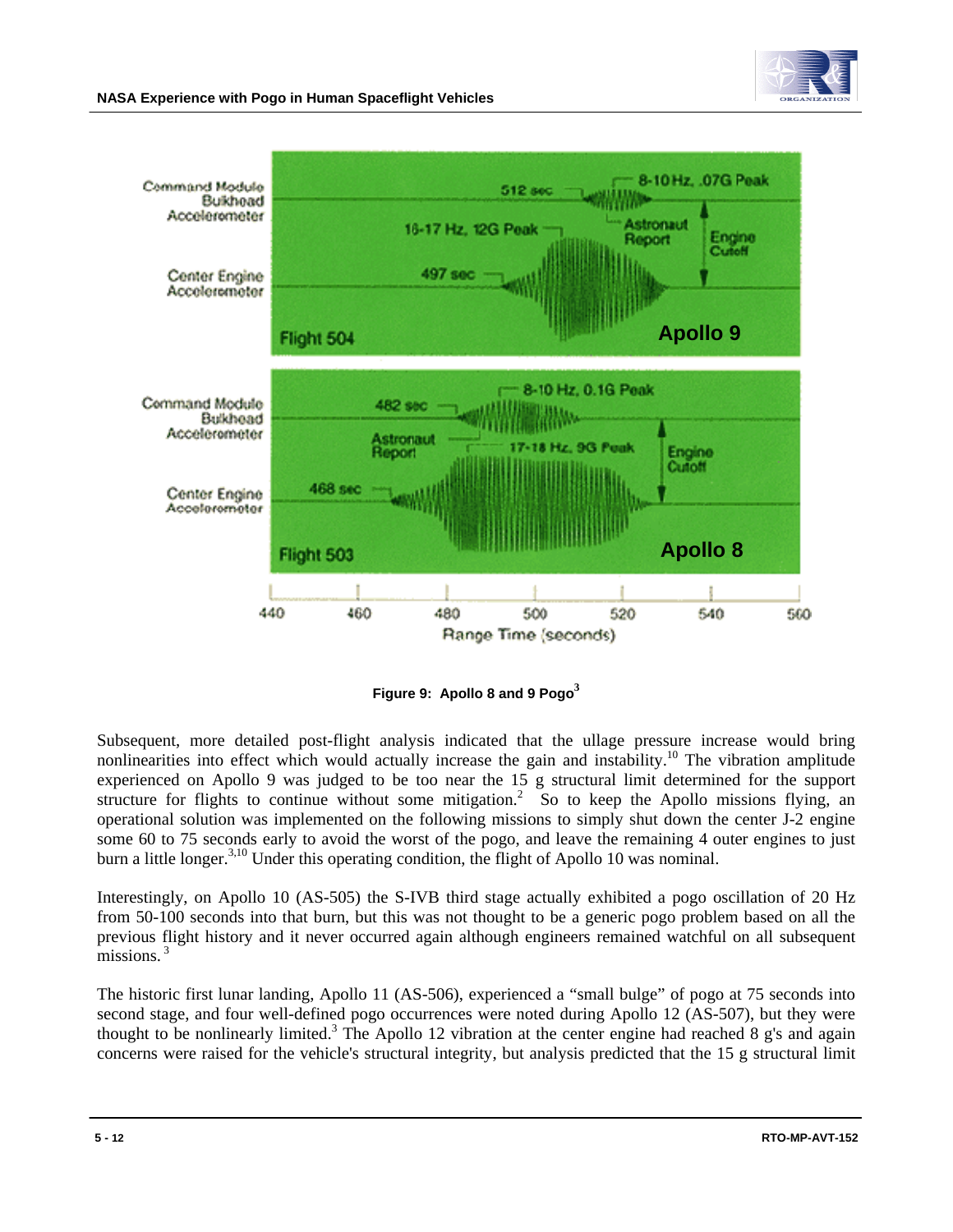Figure 9: Apollo 8 and 9 Pogo[3]

Subsequent, more detailed post-flight analysis indicated that the ullage pressure increase would bring nonlinearities into effect which would actually increase the gain and instability.[10] The vibration amplitude experienced on Apollo 9 was judged to be too near the 15 g structural limit determined for the support structure for flights to continue without some mitigation.[2] So to keep the Apollo missions flying, an operational solution was implemented on the following missions to simply shut down the center J-2 engine some 60 to 75 seconds early to avoid the worst of the pogo, and leave the remaining 4 outer engines to just burn a little longer.[3,10] Under this operating condition, the flight of Apollo 10 was nominal.

Interestingly, on Apollo 10 (AS-505) the S-IVB third stage actually exhibited a pogo oscillation of 20 Hz from 50-100 seconds into that burn, but this was not thought to be a generic pogo problem based on all the previous flight history and it never occurred again although engineers remained watchful on all subsequent missions.[3]

The historic first lunar landing, Apollo 11 (AS-506), experienced a "small bulge" of pogo at 75 seconds into second stage, and four well-defined pogo occurrences were noted during Apollo 12 (AS-507), but they were thought to be nonlinearly limited.[3] The Apollo 12 vibration at the center engine had reached 8 g's and again concerns were raised for the vehicle's structural integrity, but analysis predicted that the 15 g structural limit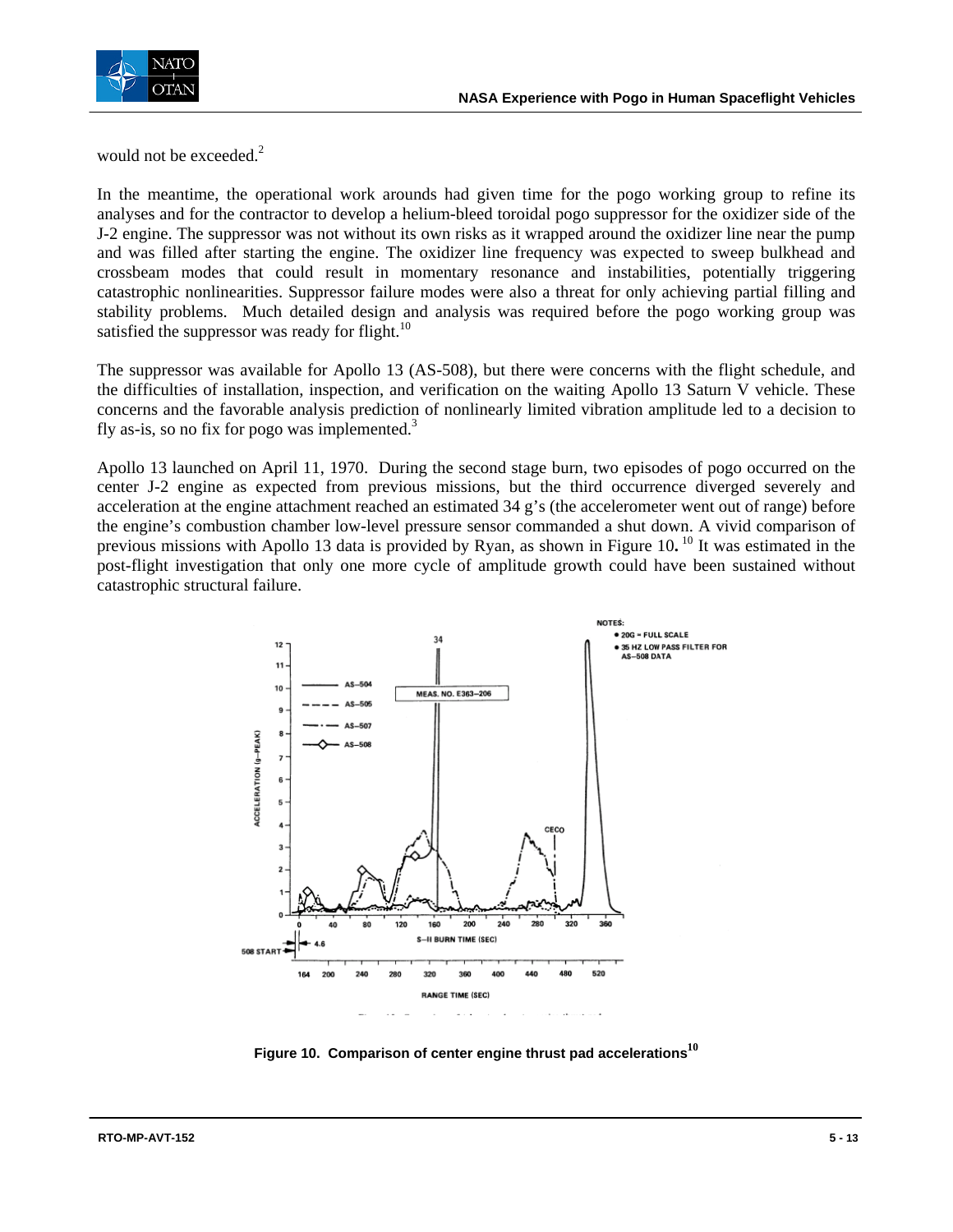would not be exceeded.[2]

In the meantime, the operational work arounds had given time for the pogo working group to refine its analyses and for the contractor to develop a helium-bleed toroidal pogo suppressor for the oxidizer side of the J-2 engine. The suppressor was not without its own risks as it wrapped around the oxidizer line near the pump and was filled after starting the engine. The oxidizer line frequency was expected to sweep bulkhead and crossbeam modes that could result in momentary resonance and instabilities, potentially triggering catastrophic nonlinearities. Suppressor failure modes were also a threat for only achieving partial filling and stability problems. Much detailed design and analysis was required before the pogo working group was satisfied the suppressor was ready for flight.[10]

The suppressor was available for Apollo 13 (AS-508), but there were concerns with the flight schedule, and the difficulties of installation, inspection, and verification on the waiting Apollo 13 Saturn V vehicle. These concerns and the favorable analysis prediction of nonlinearly limited vibration amplitude led to a decision to fly as-is, so no fix for pogo was implemented.[3]

Apollo 13 launched on April 11, 1970. During the second stage burn, two episodes of pogo occurred on the center J-2 engine as expected from previous missions, but the third occurrence diverged severely and acceleration at the engine attachment reached an estimated 34 g's (the accelerometer went out of range) before the engine's combustion chamber low-level pressure sensor commanded a shut down. A vivid comparison of previous missions with Apollo 13 data is provided by Ryan, as shown in Figure 10. [10] It was estimated in the post-flight investigation that only one more cycle of amplitude growth could have been sustained without catastrophic structural failure.

**Figure 10. Comparison of center engine thrust pad accelerations[10]**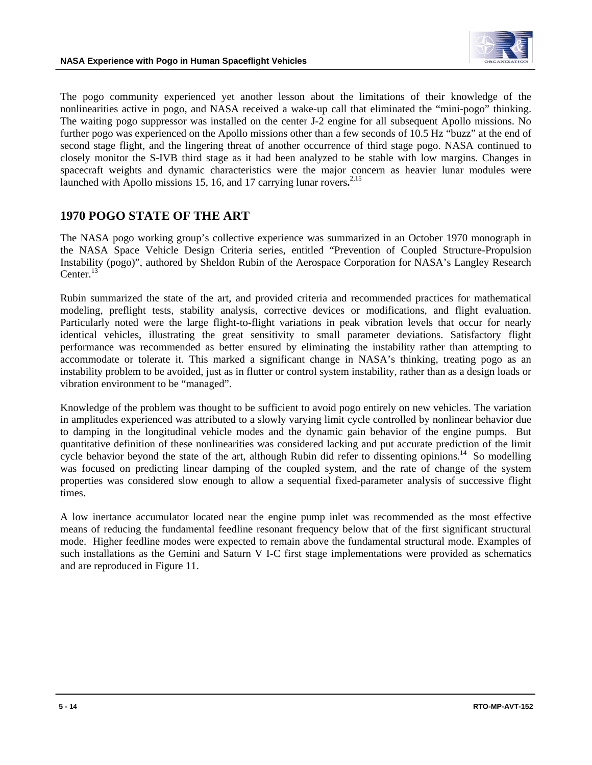The pogo community experienced yet another lesson about the limitations of their knowledge of the nonlinearities active in pogo, and NASA received a wake-up call that eliminated the "mini-pogo" thinking. The waiting pogo suppressor was installed on the center J-2 engine for all subsequent Apollo missions. No further pogo was experienced on the Apollo missions other than a few seconds of 10.5 Hz "buzz" at the end of second stage flight, and the lingering threat of another occurrence of third stage pogo. NASA continued to closely monitor the S-IVB third stage as it had been analyzed to be stable with low margins. Changes in spacecraft weights and dynamic characteristics were the major concern as heavier lunar modules were launched with Apollo missions 15, 16, and 17 carrying lunar rovers.[2,15]

## 1970 POGO STATE OF THE ART

The NASA pogo working group's collective experience was summarized in an October 1970 monograph in the NASA Space Vehicle Design Criteria series, entitled "Prevention of Coupled Structure-Propulsion Instability (pogo)", authored by Sheldon Rubin of the Aerospace Corporation for NASA's Langley Research Center.[13]

Rubin summarized the state of the art, and provided criteria and recommended practices for mathematical modeling, preflight tests, stability analysis, corrective devices or modifications, and flight evaluation. Particularly noted were the large flight-to-flight variations in peak vibration levels that occur for nearly identical vehicles, illustrating the great sensitivity to small parameter deviations. Satisfactory flight performance was recommended as better ensured by eliminating the instability rather than attempting to accommodate or tolerate it. This marked a significant change in NASA's thinking, treating pogo as an instability problem to be avoided, just as in flutter or control system instability, rather than as a design loads or vibration environment to be "managed".

Knowledge of the problem was thought to be sufficient to avoid pogo entirely on new vehicles. The variation in amplitudes experienced was attributed to a slowly varying limit cycle controlled by nonlinear behavior due to damping in the longitudinal vehicle modes and the dynamic gain behavior of the engine pumps. But quantitative definition of these nonlinearities was considered lacking and put accurate prediction of the limit cycle behavior beyond the state of the art, although Rubin did refer to dissenting opinions.[14] So modelling was focused on predicting linear damping of the coupled system, and the rate of change of the system properties was considered slow enough to allow a sequential fixed-parameter analysis of successive flight times.

A low inertance accumulator located near the engine pump inlet was recommended as the most effective means of reducing the fundamental feedline resonant frequency below that of the first significant structural mode. Higher feedline modes were expected to remain above the fundamental structural mode. Examples of such installations as the Gemini and Saturn V I-C first stage implementations were provided as schematics and are reproduced in Figure 11.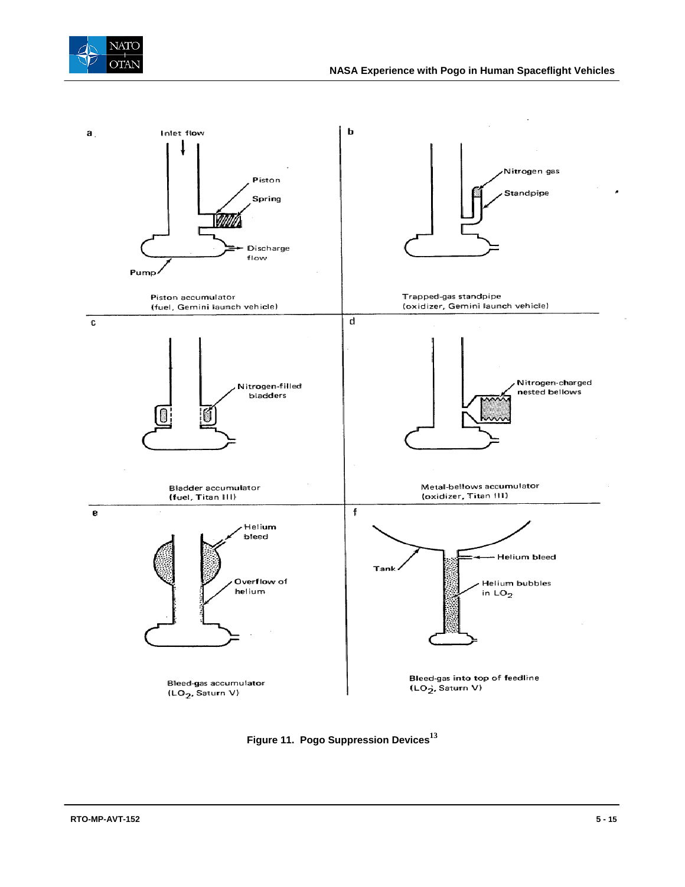a

Inlet flow

Piston

Spring

Discharge flow

Pump

Piston accumulator
(fuel, Gemini launch vehicle)

b

Nitrogen gas

Standpipe

Trapped-gas standpipe
(oxidizer, Gemini launch vehicle)

c

Nitrogen-filled bladders

Bladder accumulator
(fuel, Titan III)

d

Nitrogen-charged nested bellows

Metal-bellows accumulator
(oxidizer, Titan III)

e

Helium bleed

Overflow of helium

Bleed-gas accumulator
($LO_2$, Saturn V)

f

Tank

Helium bleed

Helium bubbles in $LO_2$

Bleed-gas into top of feedline
($LO_2$, Saturn V)

**Figure 11. Pogo Suppression Devices[13]**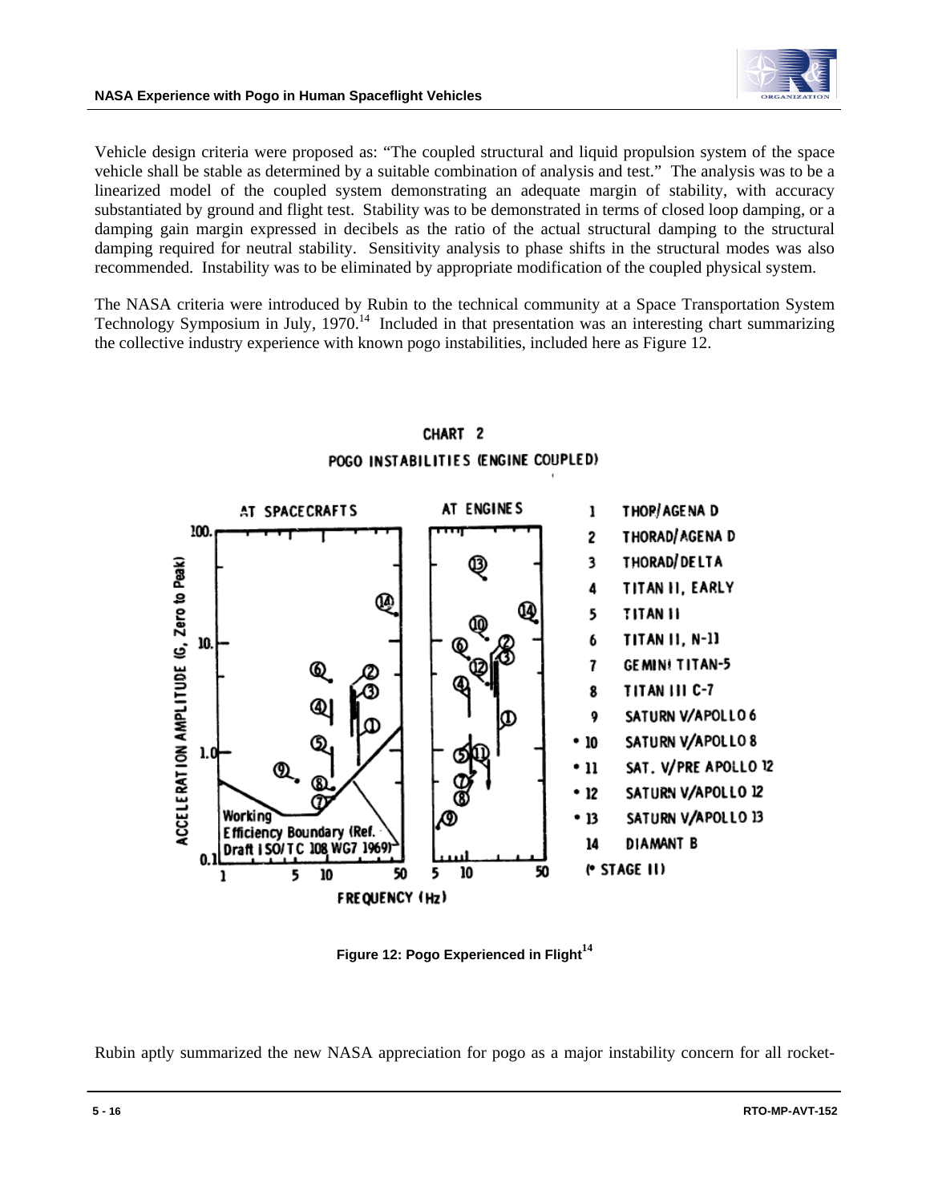Vehicle design criteria were proposed as: "The coupled structural and liquid propulsion system of the space vehicle shall be stable as determined by a suitable combination of analysis and test." The analysis was to be a linearized model of the coupled system demonstrating an adequate margin of stability, with accuracy substantiated by ground and flight test. Stability was to be demonstrated in terms of closed loop damping, or a damping gain margin expressed in decibels as the ratio of the actual structural damping to the structural damping required for neutral stability. Sensitivity analysis to phase shifts in the structural modes was also recommended. Instability was to be eliminated by appropriate modification of the coupled physical system.

The NASA criteria were introduced by Rubin to the technical community at a Space Transportation System Technology Symposium in July, 1970.[14] Included in that presentation was an interesting chart summarizing the collective industry experience with known pogo instabilities, included here as Figure 12.

CHART 2
POGO INSTABILITIES (ENGINE COUPLED)

1. THOR/AGENA D
2. THORAD/AGENA D
3. THORAD/DELTA
4. TITAN II, EARLY
5. TITAN II
6. TITAN II, N-11
7. GEMINI TITAN-5
8. TITAN III C-7
9. SATURN V/APOLLO 6
- • 10 SATURN V/APOLLO 8
- • 11 SAT. V/PRE APOLLO 12
- • 12 SATURN V/APOLLO 12
- • 13 SATURN V/APOLLO 13
14. DIAMANT B

(• STAGE II)

**Figure 12: Pogo Experienced in Flight[14]**

Rubin aptly summarized the new NASA appreciation for pogo as a major instability concern for all rocket-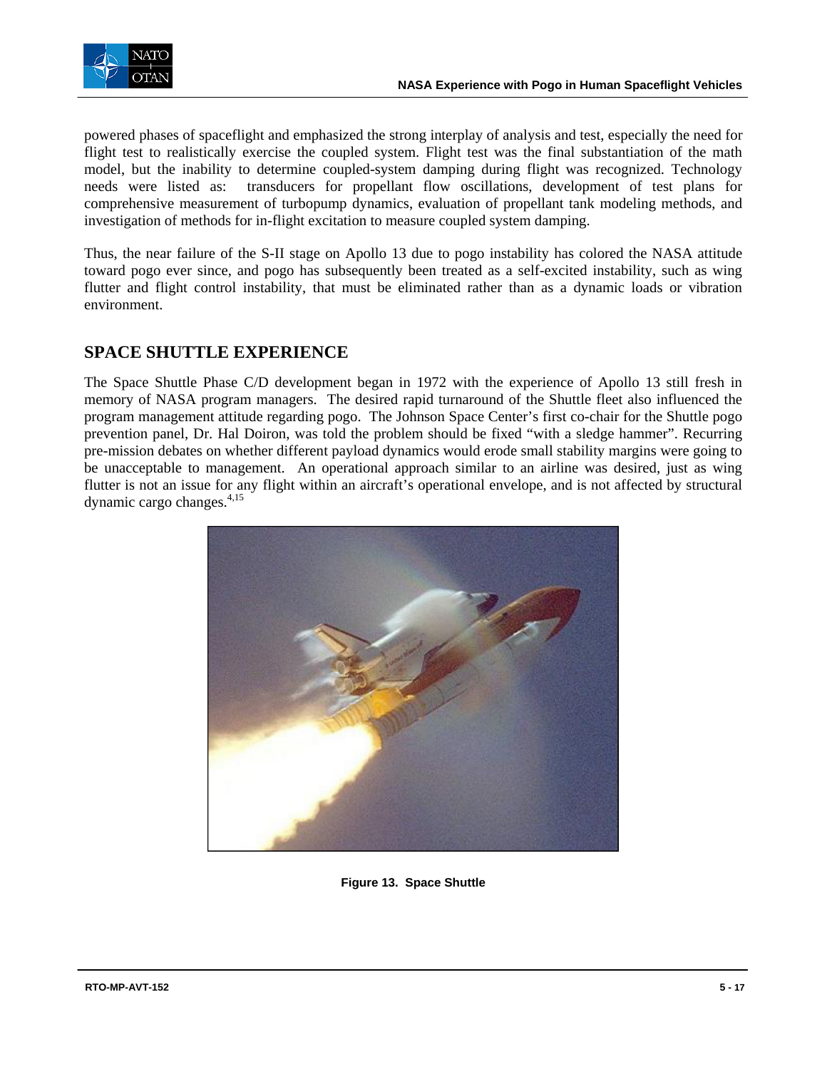powered phases of spaceflight and emphasized the strong interplay of analysis and test, especially the need for flight test to realistically exercise the coupled system. Flight test was the final substantiation of the math model, but the inability to determine coupled-system damping during flight was recognized. Technology needs were listed as: transducers for propellant flow oscillations, development of test plans for comprehensive measurement of turbopump dynamics, evaluation of propellant tank modeling methods, and investigation of methods for in-flight excitation to measure coupled system damping.

Thus, the near failure of the S-II stage on Apollo 13 due to pogo instability has colored the NASA attitude toward pogo ever since, and pogo has subsequently been treated as a self-excited instability, such as wing flutter and flight control instability, that must be eliminated rather than as a dynamic loads or vibration environment.

## SPACE SHUTTLE EXPERIENCE

The Space Shuttle Phase C/D development began in 1972 with the experience of Apollo 13 still fresh in memory of NASA program managers. The desired rapid turnaround of the Shuttle fleet also influenced the program management attitude regarding pogo. The Johnson Space Center's first co-chair for the Shuttle pogo prevention panel, Dr. Hal Doiron, was told the problem should be fixed "with a sledge hammer". Recurring pre-mission debates on whether different payload dynamics would erode small stability margins were going to be unacceptable to management. An operational approach similar to an airline was desired, just as wing flutter is not an issue for any flight within an aircraft's operational envelope, and is not affected by structural dynamic cargo changes.[4,15]

**Figure 13. Space Shuttle**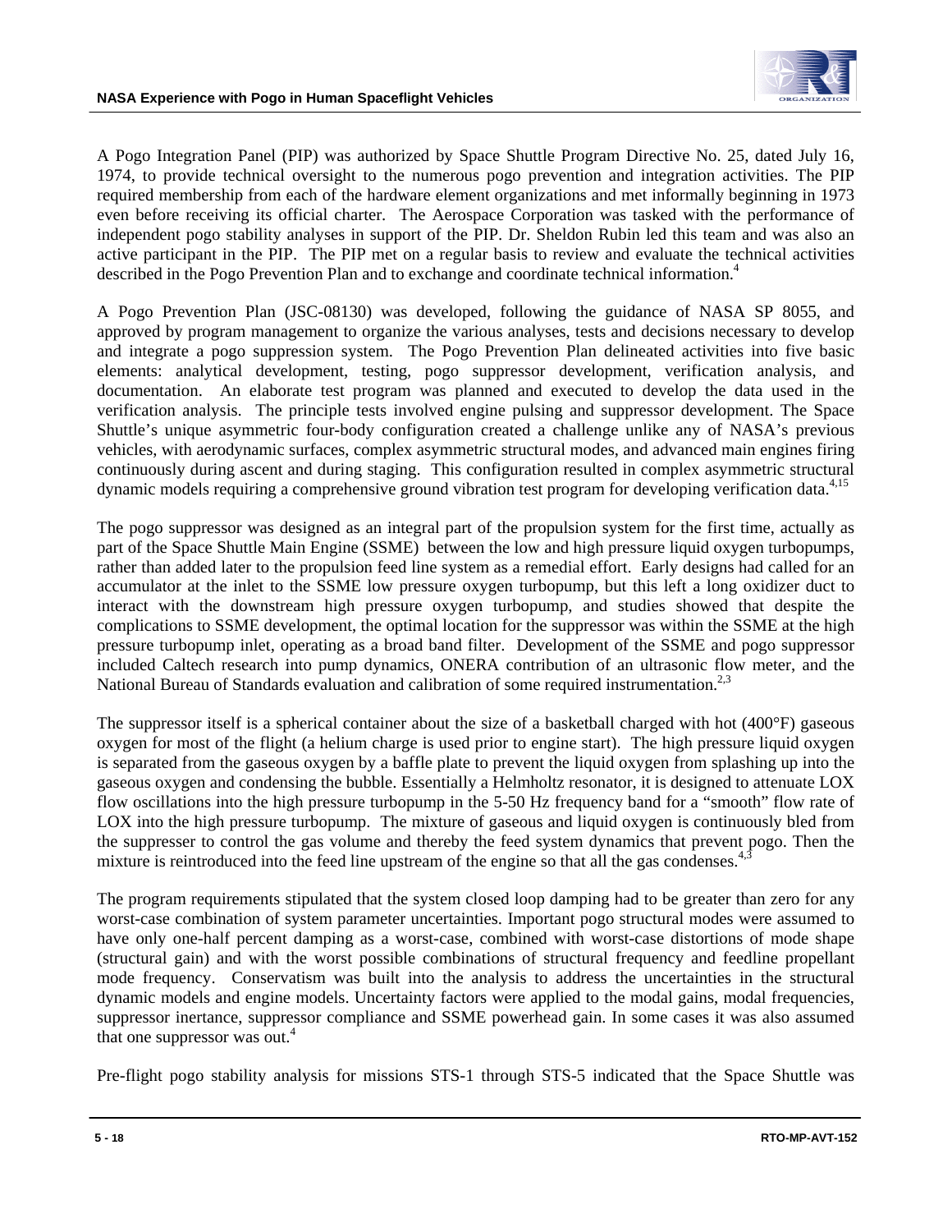A Pogo Integration Panel (PIP) was authorized by Space Shuttle Program Directive No. 25, dated July 16, 1974, to provide technical oversight to the numerous pogo prevention and integration activities. The PIP required membership from each of the hardware element organizations and met informally beginning in 1973 even before receiving its official charter. The Aerospace Corporation was tasked with the performance of independent pogo stability analyses in support of the PIP. Dr. Sheldon Rubin led this team and was also an active participant in the PIP. The PIP met on a regular basis to review and evaluate the technical activities described in the Pogo Prevention Plan and to exchange and coordinate technical information.[4]

A Pogo Prevention Plan (JSC-08130) was developed, following the guidance of NASA SP 8055, and approved by program management to organize the various analyses, tests and decisions necessary to develop and integrate a pogo suppression system. The Pogo Prevention Plan delineated activities into five basic elements: analytical development, testing, pogo suppressor development, verification analysis, and documentation. An elaborate test program was planned and executed to develop the data used in the verification analysis. The principle tests involved engine pulsing and suppressor development. The Space Shuttle's unique asymmetric four-body configuration created a challenge unlike any of NASA's previous vehicles, with aerodynamic surfaces, complex asymmetric structural modes, and advanced main engines firing continuously during ascent and during staging. This configuration resulted in complex asymmetric structural dynamic models requiring a comprehensive ground vibration test program for developing verification data.[4,15]

The pogo suppressor was designed as an integral part of the propulsion system for the first time, actually as part of the Space Shuttle Main Engine (SSME) between the low and high pressure liquid oxygen turbopumps, rather than added later to the propulsion feed line system as a remedial effort. Early designs had called for an accumulator at the inlet to the SSME low pressure oxygen turbopump, but this left a long oxidizer duct to interact with the downstream high pressure oxygen turbopump, and studies showed that despite the complications to SSME development, the optimal location for the suppressor was within the SSME at the high pressure turbopump inlet, operating as a broad band filter. Development of the SSME and pogo suppressor included Caltech research into pump dynamics, ONERA contribution of an ultrasonic flow meter, and the National Bureau of Standards evaluation and calibration of some required instrumentation.[2,3]

The suppressor itself is a spherical container about the size of a basketball charged with hot (400°F) gaseous oxygen for most of the flight (a helium charge is used prior to engine start). The high pressure liquid oxygen is separated from the gaseous oxygen by a baffle plate to prevent the liquid oxygen from splashing up into the gaseous oxygen and condensing the bubble. Essentially a Helmholtz resonator, it is designed to attenuate LOX flow oscillations into the high pressure turbopump in the 5-50 Hz frequency band for a "smooth" flow rate of LOX into the high pressure turbopump. The mixture of gaseous and liquid oxygen is continuously bled from the suppresser to control the gas volume and thereby the feed system dynamics that prevent pogo. Then the mixture is reintroduced into the feed line upstream of the engine so that all the gas condenses.[4,3]

The program requirements stipulated that the system closed loop damping had to be greater than zero for any worst-case combination of system parameter uncertainties. Important pogo structural modes were assumed to have only one-half percent damping as a worst-case, combined with worst-case distortions of mode shape (structural gain) and with the worst possible combinations of structural frequency and feedline propellant mode frequency. Conservatism was built into the analysis to address the uncertainties in the structural dynamic models and engine models. Uncertainty factors were applied to the modal gains, modal frequencies, suppressor inertance, suppressor compliance and SSME powerhead gain. In some cases it was also assumed that one suppressor was out.[4]

Pre-flight pogo stability analysis for missions STS-1 through STS-5 indicated that the Space Shuttle was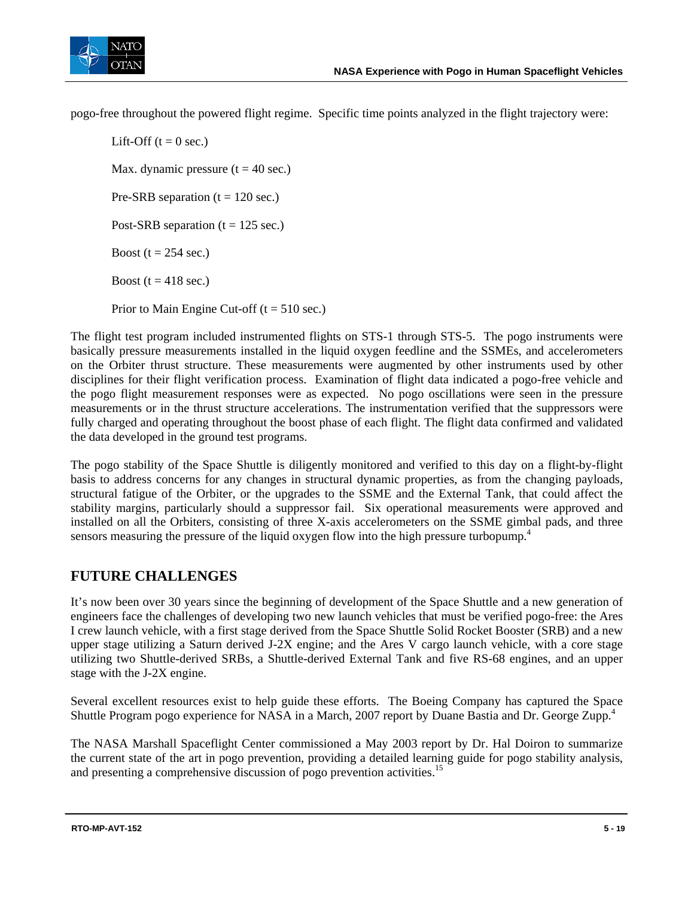pogo-free throughout the powered flight regime. Specific time points analyzed in the flight trajectory were:

Lift-Off (t = 0 sec.)

Max. dynamic pressure (t = 40 sec.)

Pre-SRB separation (t = 120 sec.)

Post-SRB separation (t = 125 sec.)

Boost (t = 254 sec.)

Boost (t = 418 sec.)

Prior to Main Engine Cut-off (t = 510 sec.)

The flight test program included instrumented flights on STS-1 through STS-5. The pogo instruments were basically pressure measurements installed in the liquid oxygen feedline and the SSMEs, and accelerometers on the Orbiter thrust structure. These measurements were augmented by other instruments used by other disciplines for their flight verification process. Examination of flight data indicated a pogo-free vehicle and the pogo flight measurement responses were as expected. No pogo oscillations were seen in the pressure measurements or in the thrust structure accelerations. The instrumentation verified that the suppressors were fully charged and operating throughout the boost phase of each flight. The flight data confirmed and validated the data developed in the ground test programs.

The pogo stability of the Space Shuttle is diligently monitored and verified to this day on a flight-by-flight basis to address concerns for any changes in structural dynamic properties, as from the changing payloads, structural fatigue of the Orbiter, or the upgrades to the SSME and the External Tank, that could affect the stability margins, particularly should a suppressor fail. Six operational measurements were approved and installed on all the Orbiters, consisting of three X-axis accelerometers on the SSME gimbal pads, and three sensors measuring the pressure of the liquid oxygen flow into the high pressure turbopump.[4]

## FUTURE CHALLENGES

It's now been over 30 years since the beginning of development of the Space Shuttle and a new generation of engineers face the challenges of developing two new launch vehicles that must be verified pogo-free: the Ares I crew launch vehicle, with a first stage derived from the Space Shuttle Solid Rocket Booster (SRB) and a new upper stage utilizing a Saturn derived J-2X engine; and the Ares V cargo launch vehicle, with a core stage utilizing two Shuttle-derived SRBs, a Shuttle-derived External Tank and five RS-68 engines, and an upper stage with the J-2X engine.

Several excellent resources exist to help guide these efforts. The Boeing Company has captured the Space Shuttle Program pogo experience for NASA in a March, 2007 report by Duane Bastia and Dr. George Zupp.[4]

The NASA Marshall Spaceflight Center commissioned a May 2003 report by Dr. Hal Doiron to summarize the current state of the art in pogo prevention, providing a detailed learning guide for pogo stability analysis, and presenting a comprehensive discussion of pogo prevention activities.[15]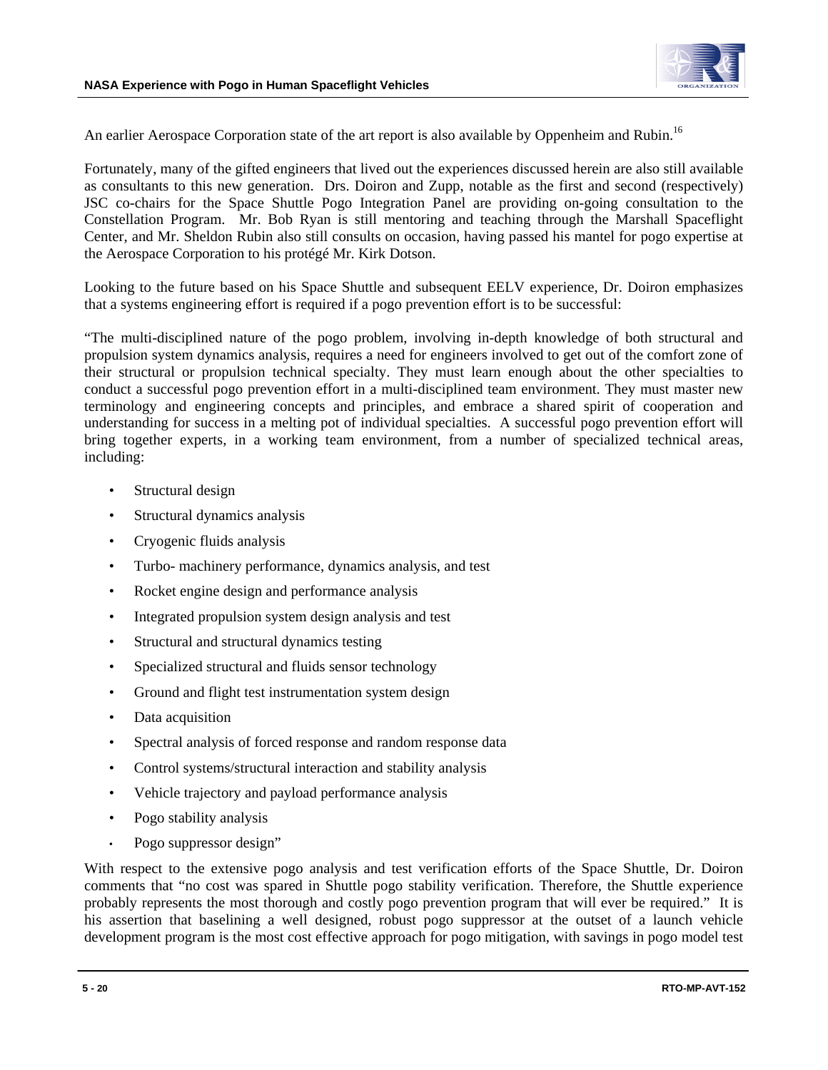An earlier Aerospace Corporation state of the art report is also available by Oppenheim and Rubin.[16]

Fortunately, many of the gifted engineers that lived out the experiences discussed herein are also still available as consultants to this new generation. Drs. Doiron and Zupp, notable as the first and second (respectively) JSC co-chairs for the Space Shuttle Pogo Integration Panel are providing on-going consultation to the Constellation Program. Mr. Bob Ryan is still mentoring and teaching through the Marshall Spaceflight Center, and Mr. Sheldon Rubin also still consults on occasion, having passed his mantel for pogo expertise at the Aerospace Corporation to his protégé Mr. Kirk Dotson.

Looking to the future based on his Space Shuttle and subsequent EELV experience, Dr. Doiron emphasizes that a systems engineering effort is required if a pogo prevention effort is to be successful:

"The multi-disciplined nature of the pogo problem, involving in-depth knowledge of both structural and propulsion system dynamics analysis, requires a need for engineers involved to get out of the comfort zone of their structural or propulsion technical specialty. They must learn enough about the other specialties to conduct a successful pogo prevention effort in a multi-disciplined team environment. They must master new terminology and engineering concepts and principles, and embrace a shared spirit of cooperation and understanding for success in a melting pot of individual specialties. A successful pogo prevention effort will bring together experts, in a working team environment, from a number of specialized technical areas, including:

- Structural design
- Structural dynamics analysis
- Cryogenic fluids analysis
- Turbo- machinery performance, dynamics analysis, and test
- Rocket engine design and performance analysis
- Integrated propulsion system design analysis and test
- Structural and structural dynamics testing
- Specialized structural and fluids sensor technology
- Ground and flight test instrumentation system design
- Data acquisition
- Spectral analysis of forced response and random response data
- Control systems/structural interaction and stability analysis
- Vehicle trajectory and payload performance analysis
- Pogo stability analysis
- Pogo suppressor design"

With respect to the extensive pogo analysis and test verification efforts of the Space Shuttle, Dr. Doiron comments that "no cost was spared in Shuttle pogo stability verification. Therefore, the Shuttle experience probably represents the most thorough and costly pogo prevention program that will ever be required." It is his assertion that baselining a well designed, robust pogo suppressor at the outset of a launch vehicle development program is the most cost effective approach for pogo mitigation, with savings in pogo model test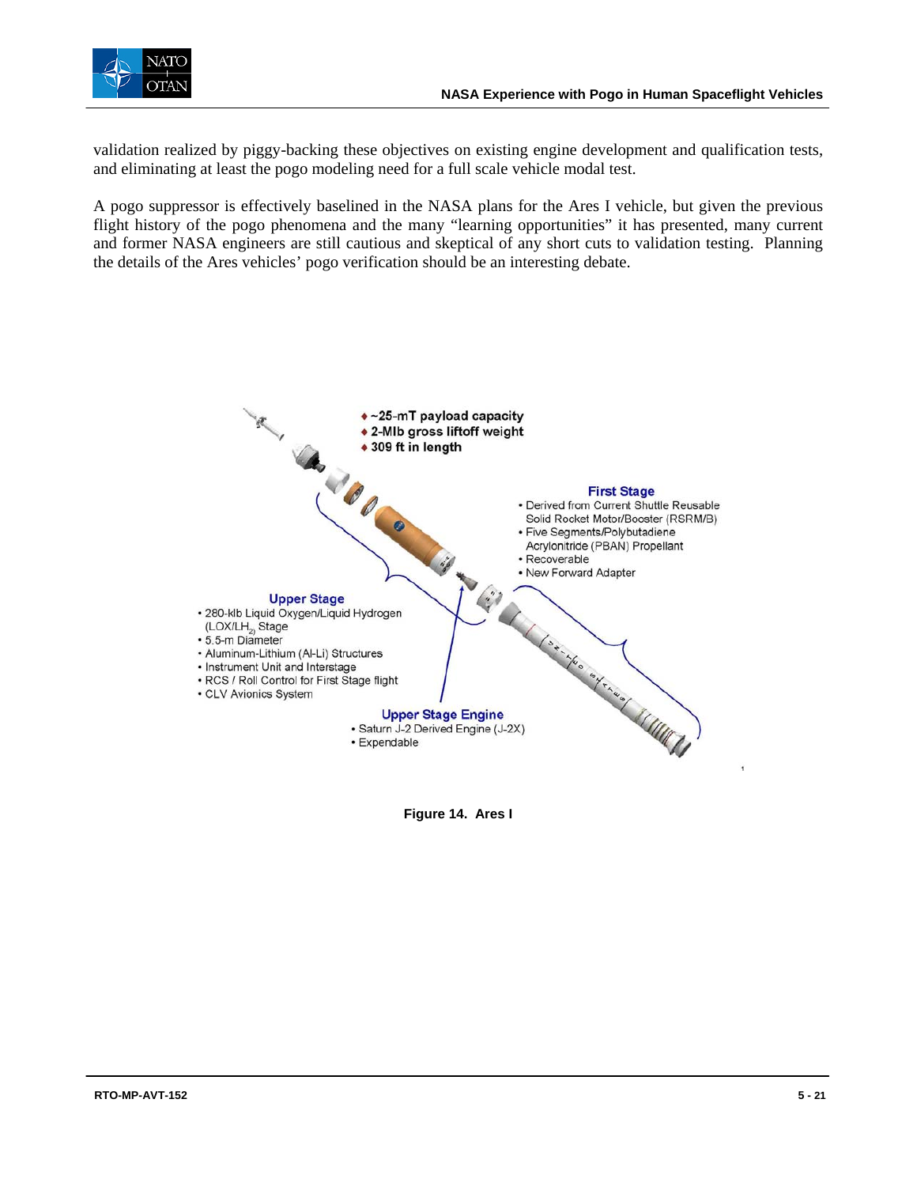validation realized by piggy-backing these objectives on existing engine development and qualification tests, and eliminating at least the pogo modeling need for a full scale vehicle modal test.

A pogo suppressor is effectively baselined in the NASA plans for the Ares I vehicle, but given the previous flight history of the pogo phenomena and the many "learning opportunities" it has presented, many current and former NASA engineers are still cautious and skeptical of any short cuts to validation testing. Planning the details of the Ares vehicles' pogo verification should be an interesting debate.

- ~25-mT payload capacity
- 2-Mlb gross liftoff weight
- 309 ft in length

**First Stage**
- Derived from Current Shuttle Reusable Solid Rocket Motor/Booster (RSRM/B)
- Five Segments/Polybutadiene Acrylonitride (PBAN) Propellant
- Recoverable
- New Forward Adapter

**Upper Stage**
- 280-klb Liquid Oxygen/Liquid Hydrogen ($LOX/LH_2$) Stage
- 5.5-m Diameter
- Aluminum-Lithium (Al-Li) Structures
- Instrument Unit and Interstage
- RCS / Roll Control for First Stage flight
- CLV Avionics System

**Upper Stage Engine**
- Saturn J-2 Derived Engine (J-2X)
- Expendable

**Figure 14. Ares I**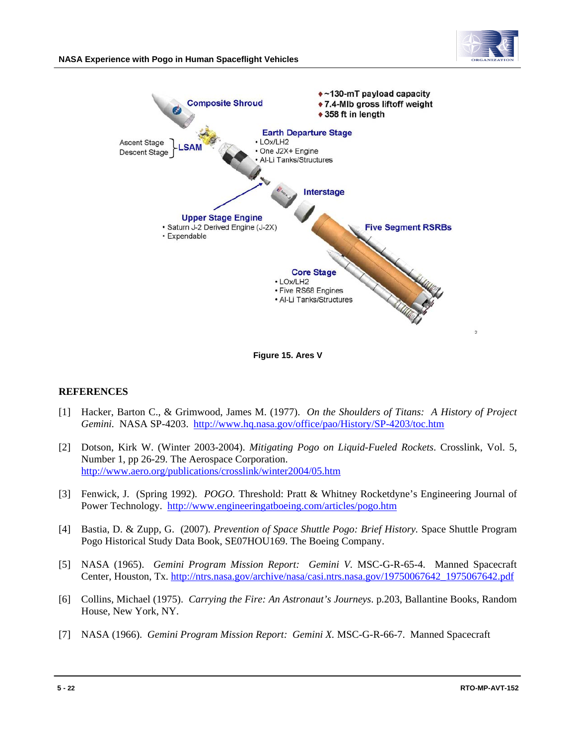Figure 15. Ares V

## REFERENCES

[1] Hacker, Barton C., & Grimwood, James M. (1977). *On the Shoulders of Titans: A History of Project Gemini.* NASA SP-4203. http://www.hq.nasa.gov/office/pao/History/SP-4203/toc.htm

[2] Dotson, Kirk W. (Winter 2003-2004). *Mitigating Pogo on Liquid-Fueled Rockets*. Crosslink, Vol. 5, Number 1, pp 26-29. The Aerospace Corporation. http://www.aero.org/publications/crosslink/winter2004/05.htm

[3] Fenwick, J. (Spring 1992). *POGO.* Threshold: Pratt & Whitney Rocketdyne's Engineering Journal of Power Technology. http://www.engineeringatboeing.com/articles/pogo.htm

[4] Bastia, D. & Zupp, G. (2007). *Prevention of Space Shuttle Pogo: Brief History.* Space Shuttle Program Pogo Historical Study Data Book, SE07HOU169. The Boeing Company.

[5] NASA (1965). *Gemini Program Mission Report: Gemini V*. MSC-G-R-65-4. Manned Spacecraft Center, Houston, Tx. http://ntrs.nasa.gov/archive/nasa/casi.ntrs.nasa.gov/19750067642_1975067642.pdf

[6] Collins, Michael (1975). *Carrying the Fire: An Astronaut's Journeys*. p.203, Ballantine Books, Random House, New York, NY.

[7] NASA (1966). *Gemini Program Mission Report: Gemini X*. MSC-G-R-66-7. Manned Spacecraft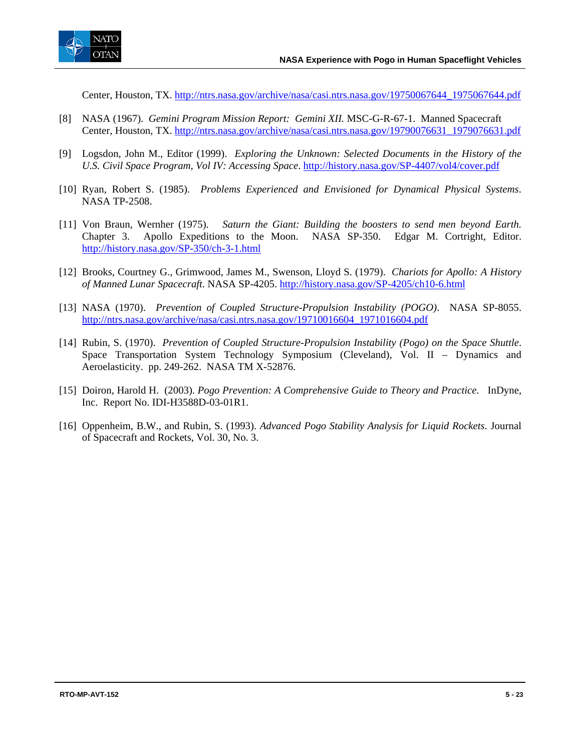Center, Houston, TX. http://ntrs.nasa.gov/archive/nasa/casi.ntrs.nasa.gov/19750067644_1975067644.pdf

[8] NASA (1967). *Gemini Program Mission Report: Gemini XII.* MSC-G-R-67-1. Manned Spacecraft Center, Houston, TX. http://ntrs.nasa.gov/archive/nasa/casi.ntrs.nasa.gov/19790076631_1979076631.pdf

[9] Logsdon, John M., Editor (1999). *Exploring the Unknown: Selected Documents in the History of the U.S. Civil Space Program, Vol IV: Accessing Space*. http://history.nasa.gov/SP-4407/vol4/cover.pdf

[10] Ryan, Robert S. (1985). *Problems Experienced and Envisioned for Dynamical Physical Systems*. NASA TP-2508.

[11] Von Braun, Wernher (1975). *Saturn the Giant: Building the boosters to send men beyond Earth.* Chapter 3. Apollo Expeditions to the Moon. NASA SP-350. Edgar M. Cortright, Editor. http://history.nasa.gov/SP-350/ch-3-1.html

[12] Brooks, Courtney G., Grimwood, James M., Swenson, Lloyd S. (1979). *Chariots for Apollo: A History of Manned Lunar Spacecraft.* NASA SP-4205. http://history.nasa.gov/SP-4205/ch10-6.html

[13] NASA (1970). *Prevention of Coupled Structure-Propulsion Instability (POGO)*. NASA SP-8055. http://ntrs.nasa.gov/archive/nasa/casi.ntrs.nasa.gov/19710016604_1971016604.pdf

[14] Rubin, S. (1970). *Prevention of Coupled Structure-Propulsion Instability (Pogo) on the Space Shuttle*. Space Transportation System Technology Symposium (Cleveland), Vol. II – Dynamics and Aeroelasticity. pp. 249-262. NASA TM X-52876.

[15] Doiron, Harold H. (2003). *Pogo Prevention: A Comprehensive Guide to Theory and Practice.* InDyne, Inc. Report No. IDI-H3588D-03-01R1.

[16] Oppenheim, B.W., and Rubin, S. (1993). *Advanced Pogo Stability Analysis for Liquid Rockets.* Journal of Spacecraft and Rockets, Vol. 30, No. 3.